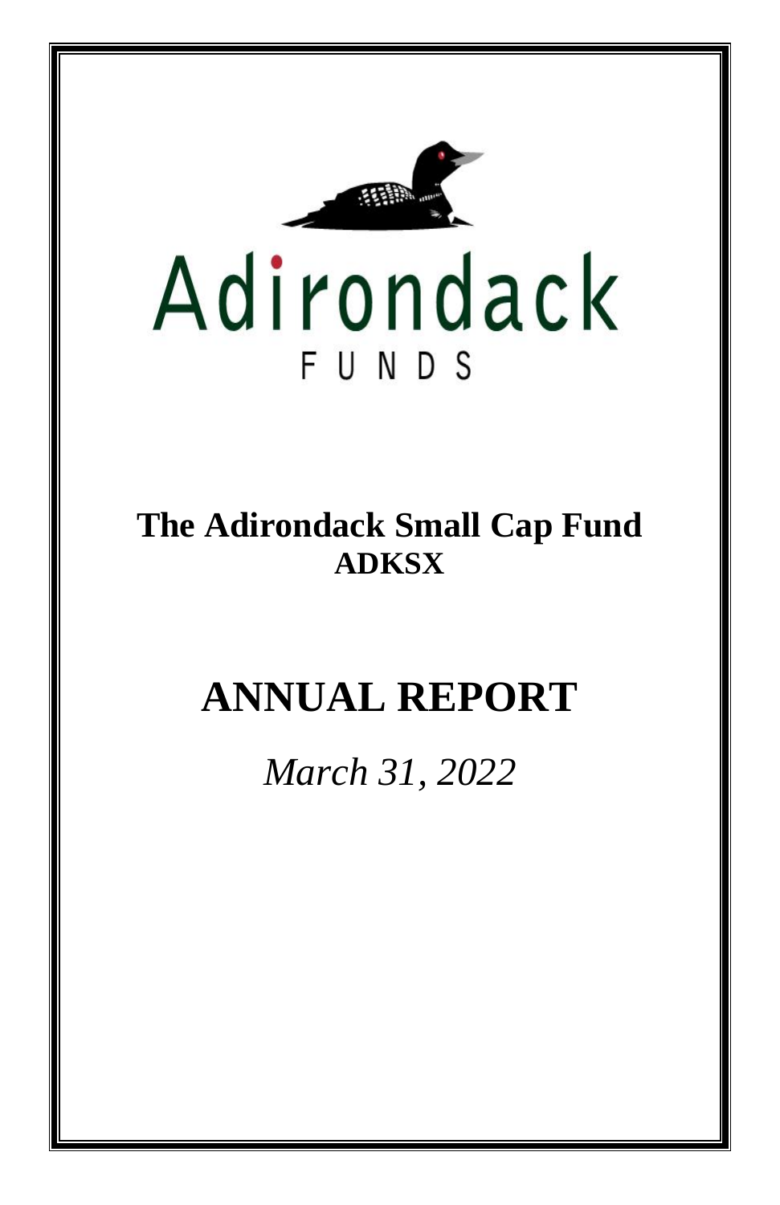Adirondack

FUNDS

# The Adirondack Small Cap Fund

## ADKSX

# ANNUAL REPORT

*March 31, 2022*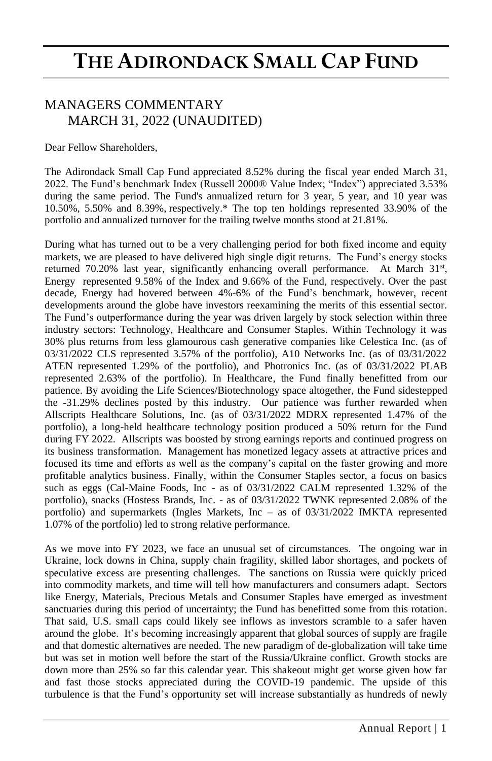# THE ADIRONDACK SMALL CAP FUND

## MANAGERS COMMENTARY
## MARCH 31, 2022 (UNAUDITED)

Dear Fellow Shareholders,

The Adirondack Small Cap Fund appreciated 8.52% during the fiscal year ended March 31, 2022. The Fund's benchmark Index (Russell 2000® Value Index; "Index") appreciated 3.53% during the same period. The Fund's annualized return for 3 year, 5 year, and 10 year was 10.50%, 5.50% and 8.39%, respectively.* The top ten holdings represented 33.90% of the portfolio and annualized turnover for the trailing twelve months stood at 21.81%.

During what has turned out to be a very challenging period for both fixed income and equity markets, we are pleased to have delivered high single digit returns. The Fund's energy stocks returned 70.20% last year, significantly enhancing overall performance. At March 31st, Energy represented 9.58% of the Index and 9.66% of the Fund, respectively. Over the past decade, Energy had hovered between 4%-6% of the Fund's benchmark, however, recent developments around the globe have investors reexamining the merits of this essential sector. The Fund's outperformance during the year was driven largely by stock selection within three industry sectors: Technology, Healthcare and Consumer Staples. Within Technology it was 30% plus returns from less glamourous cash generative companies like Celestica Inc. (as of 03/31/2022 CLS represented 3.57% of the portfolio), A10 Networks Inc. (as of 03/31/2022 ATEN represented 1.29% of the portfolio), and Photronics Inc. (as of 03/31/2022 PLAB represented 2.63% of the portfolio). In Healthcare, the Fund finally benefitted from our patience. By avoiding the Life Sciences/Biotechnology space altogether, the Fund sidestepped the -31.29% declines posted by this industry. Our patience was further rewarded when Allscripts Healthcare Solutions, Inc. (as of 03/31/2022 MDRX represented 1.47% of the portfolio), a long-held healthcare technology position produced a 50% return for the Fund during FY 2022. Allscripts was boosted by strong earnings reports and continued progress on its business transformation. Management has monetized legacy assets at attractive prices and focused its time and efforts as well as the company's capital on the faster growing and more profitable analytics business. Finally, within the Consumer Staples sector, a focus on basics such as eggs (Cal-Maine Foods, Inc - as of 03/31/2022 CALM represented 1.32% of the portfolio), snacks (Hostess Brands, Inc. - as of 03/31/2022 TWNK represented 2.08% of the portfolio) and supermarkets (Ingles Markets, Inc – as of 03/31/2022 IMKTA represented 1.07% of the portfolio) led to strong relative performance.

As we move into FY 2023, we face an unusual set of circumstances. The ongoing war in Ukraine, lock downs in China, supply chain fragility, skilled labor shortages, and pockets of speculative excess are presenting challenges. The sanctions on Russia were quickly priced into commodity markets, and time will tell how manufacturers and consumers adapt. Sectors like Energy, Materials, Precious Metals and Consumer Staples have emerged as investment sanctuaries during this period of uncertainty; the Fund has benefitted some from this rotation. That said, U.S. small caps could likely see inflows as investors scramble to a safer haven around the globe. It's becoming increasingly apparent that global sources of supply are fragile and that domestic alternatives are needed. The new paradigm of de-globalization will take time but was set in motion well before the start of the Russia/Ukraine conflict. Growth stocks are down more than 25% so far this calendar year. This shakeout might get worse given how far and fast those stocks appreciated during the COVID-19 pandemic. The upside of this turbulence is that the Fund's opportunity set will increase substantially as hundreds of newly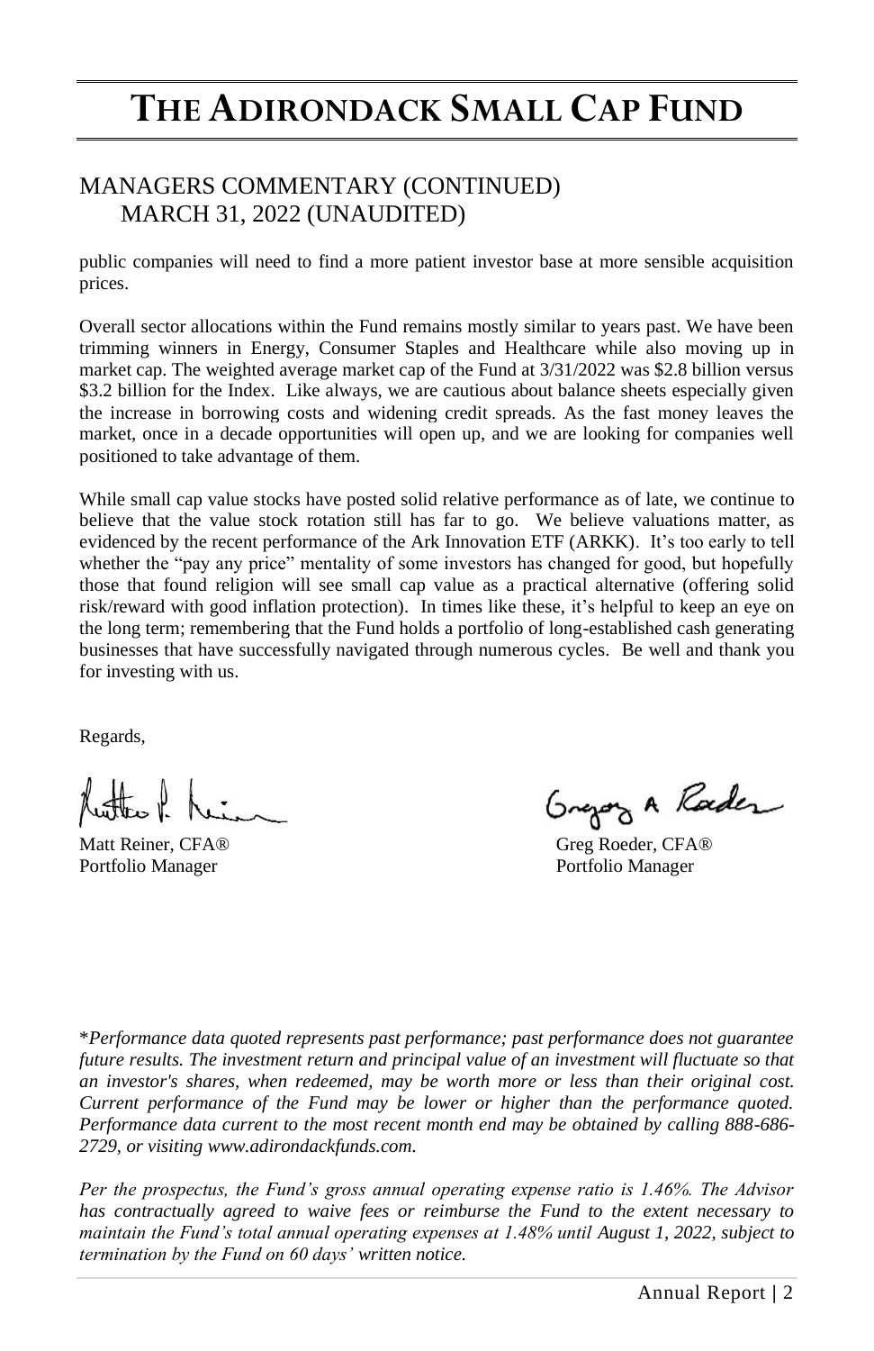# THE ADIRONDACK SMALL CAP FUND

## MANAGERS COMMENTARY (CONTINUED)
## MARCH 31, 2022 (UNAUDITED)

public companies will need to find a more patient investor base at more sensible acquisition prices.

Overall sector allocations within the Fund remains mostly similar to years past. We have been trimming winners in Energy, Consumer Staples and Healthcare while also moving up in market cap. The weighted average market cap of the Fund at 3/31/2022 was $2.8 billion versus $3.2 billion for the Index. Like always, we are cautious about balance sheets especially given the increase in borrowing costs and widening credit spreads. As the fast money leaves the market, once in a decade opportunities will open up, and we are looking for companies well positioned to take advantage of them.

While small cap value stocks have posted solid relative performance as of late, we continue to believe that the value stock rotation still has far to go. We believe valuations matter, as evidenced by the recent performance of the Ark Innovation ETF (ARKK). It's too early to tell whether the "pay any price" mentality of some investors has changed for good, but hopefully those that found religion will see small cap value as a practical alternative (offering solid risk/reward with good inflation protection). In times like these, it's helpful to keep an eye on the long term; remembering that the Fund holds a portfolio of long-established cash generating businesses that have successfully navigated through numerous cycles. Be well and thank you for investing with us.

Regards,

Matt Reiner, CFA®
Portfolio Manager

Greg Roeder, CFA®
Portfolio Manager

*\*Performance data quoted represents past performance; past performance does not guarantee future results. The investment return and principal value of an investment will fluctuate so that an investor's shares, when redeemed, may be worth more or less than their original cost. Current performance of the Fund may be lower or higher than the performance quoted. Performance data current to the most recent month end may be obtained by calling 888-686-2729, or visiting www.adirondackfunds.com.*

*Per the prospectus, the Fund's gross annual operating expense ratio is 1.46%. The Advisor has contractually agreed to waive fees or reimburse the Fund to the extent necessary to maintain the Fund's total annual operating expenses at 1.48% until August 1, 2022, subject to termination by the Fund on 60 days' written notice.*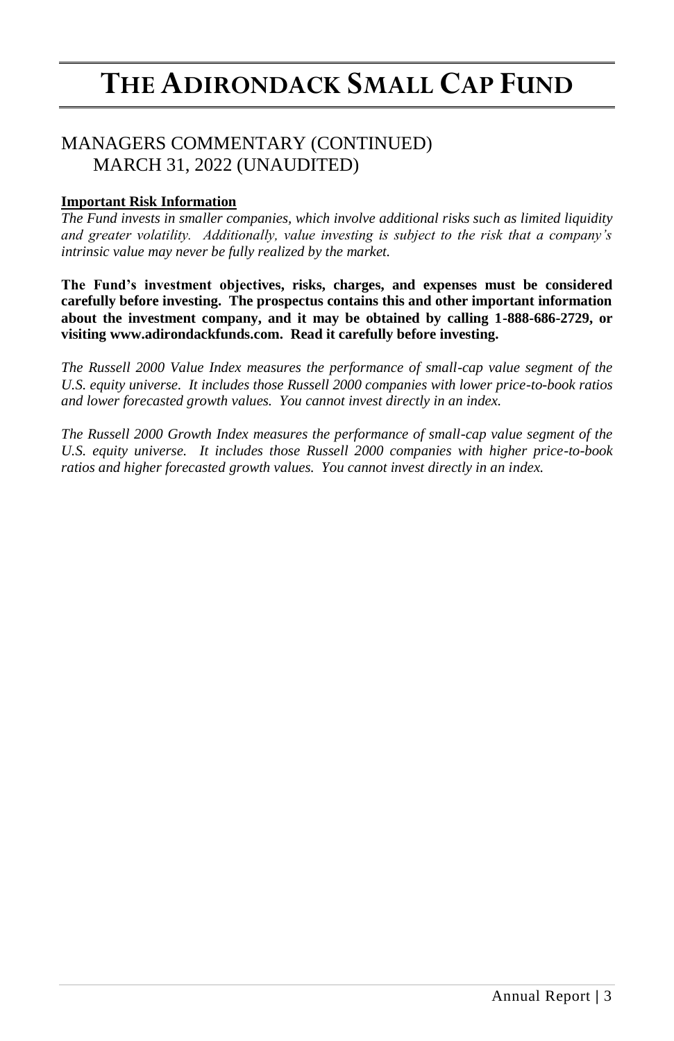# THE ADIRONDACK SMALL CAP FUND

## MANAGERS COMMENTARY (CONTINUED)
## MARCH 31, 2022 (UNAUDITED)

**Important Risk Information**

*The Fund invests in smaller companies, which involve additional risks such as limited liquidity and greater volatility. Additionally, value investing is subject to the risk that a company's intrinsic value may never be fully realized by the market.*

**The Fund's investment objectives, risks, charges, and expenses must be considered carefully before investing. The prospectus contains this and other important information about the investment company, and it may be obtained by calling 1-888-686-2729, or visiting www.adirondackfunds.com. Read it carefully before investing.**

*The Russell 2000 Value Index measures the performance of small-cap value segment of the U.S. equity universe. It includes those Russell 2000 companies with lower price-to-book ratios and lower forecasted growth values. You cannot invest directly in an index.*

*The Russell 2000 Growth Index measures the performance of small-cap value segment of the U.S. equity universe. It includes those Russell 2000 companies with higher price-to-book ratios and higher forecasted growth values. You cannot invest directly in an index.*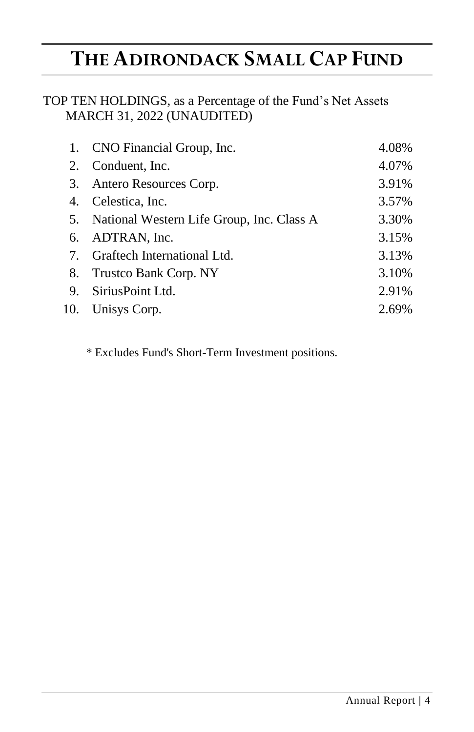# THE ADIRONDACK SMALL CAP FUND

TOP TEN HOLDINGS, as a Percentage of the Fund's Net Assets
MARCH 31, 2022 (UNAUDITED)

| | | |
|---|---|---|
| 1. | CNO Financial Group, Inc. | 4.08% |
| 2. | Conduent, Inc. | 4.07% |
| 3. | Antero Resources Corp. | 3.91% |
| 4. | Celestica, Inc. | 3.57% |
| 5. | National Western Life Group, Inc. Class A | 3.30% |
| 6. | ADTRAN, Inc. | 3.15% |
| 7. | Graftech International Ltd. | 3.13% |
| 8. | Trustco Bank Corp. NY | 3.10% |
| 9. | SiriusPoint Ltd. | 2.91% |
| 10. | Unisys Corp. | 2.69% |

\* Excludes Fund's Short-Term Investment positions.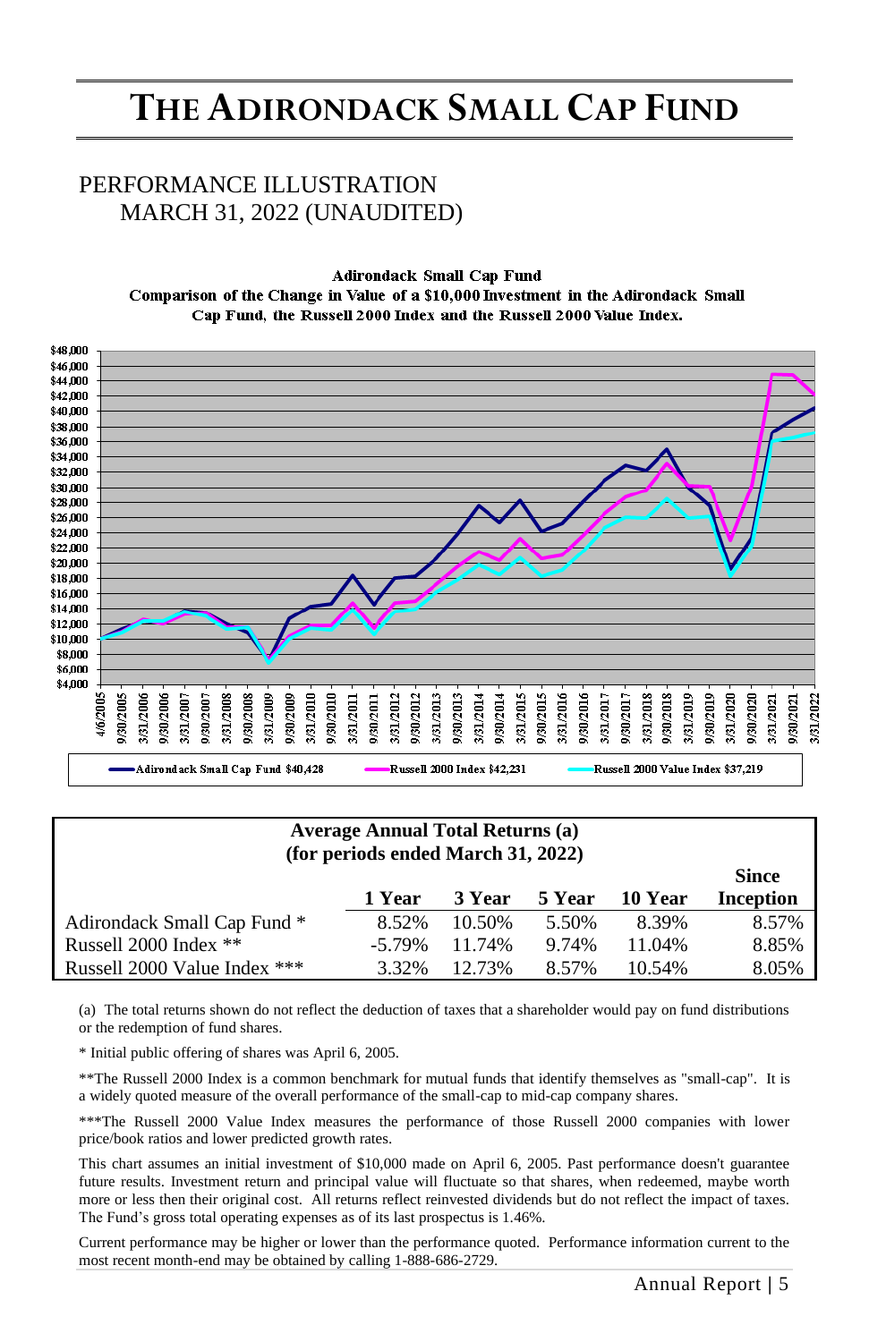# THE ADIRONDACK SMALL CAP FUND

## PERFORMANCE ILLUSTRATION
## MARCH 31, 2022 (UNAUDITED)

**Adirondack Small Cap Fund**
**Comparison of the Change in Value of a $10,000 Investment in the Adirondack Small Cap Fund, the Russell 2000 Index and the Russell 2000 Value Index.**

Adirondack Small Cap Fund $40,428 | Russell 2000 Index $42,231 | Russell 2000 Value Index $37,219

| Average Annual Total Returns (a) (for periods ended March 31, 2022) | 1 Year | 3 Year | 5 Year | 10 Year | Since Inception |
|---|---|---|---|---|---|
| Adirondack Small Cap Fund * | 8.52% | 10.50% | 5.50% | 8.39% | 8.57% |
| Russell 2000 Index ** | -5.79% | 11.74% | 9.74% | 11.04% | 8.85% |
| Russell 2000 Value Index *** | 3.32% | 12.73% | 8.57% | 10.54% | 8.05% |

(a) The total returns shown do not reflect the deduction of taxes that a shareholder would pay on fund distributions or the redemption of fund shares.

* Initial public offering of shares was April 6, 2005.

**The Russell 2000 Index is a common benchmark for mutual funds that identify themselves as "small-cap". It is a widely quoted measure of the overall performance of the small-cap to mid-cap company shares.

***The Russell 2000 Value Index measures the performance of those Russell 2000 companies with lower price/book ratios and lower predicted growth rates.

This chart assumes an initial investment of $10,000 made on April 6, 2005. Past performance doesn't guarantee future results. Investment return and principal value will fluctuate so that shares, when redeemed, maybe worth more or less then their original cost. All returns reflect reinvested dividends but do not reflect the impact of taxes. The Fund's gross total operating expenses as of its last prospectus is 1.46%.

Current performance may be higher or lower than the performance quoted. Performance information current to the most recent month-end may be obtained by calling 1-888-686-2729.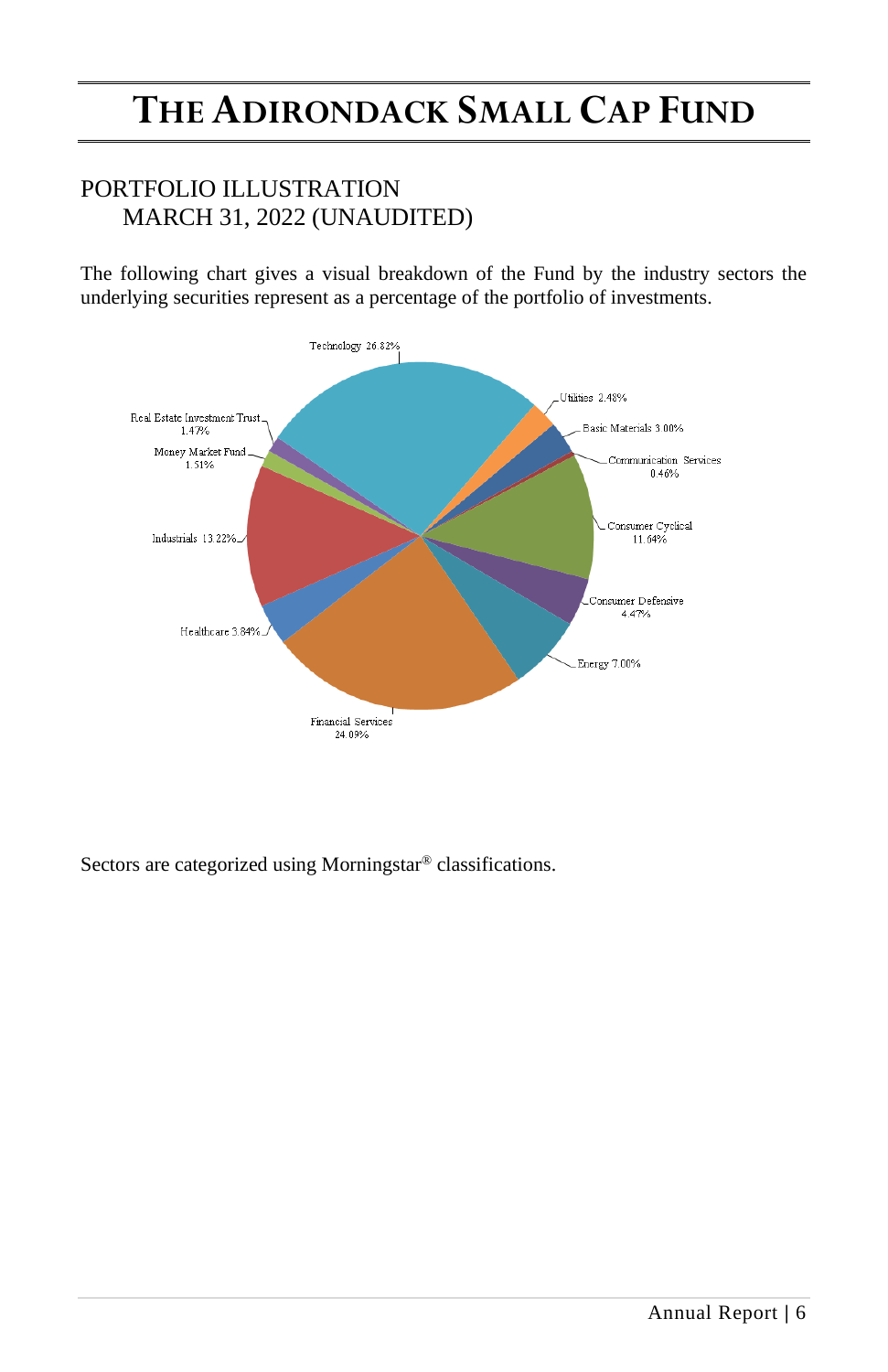# THE ADIRONDACK SMALL CAP FUND

## PORTFOLIO ILLUSTRATION
## MARCH 31, 2022 (UNAUDITED)

The following chart gives a visual breakdown of the Fund by the industry sectors the underlying securities represent as a percentage of the portfolio of investments.

Technology 26.82%
Utilities 2.48%
Basic Materials 3.00%
Communication Services 0.46%
Consumer Cyclical 11.64%
Consumer Defensive 4.47%
Energy 7.00%
Financial Services 24.09%
Healthcare 3.84%
Industrials 13.22%
Money Market Fund 1.51%
Real Estate Investment Trust 1.47%

Sectors are categorized using Morningstar® classifications.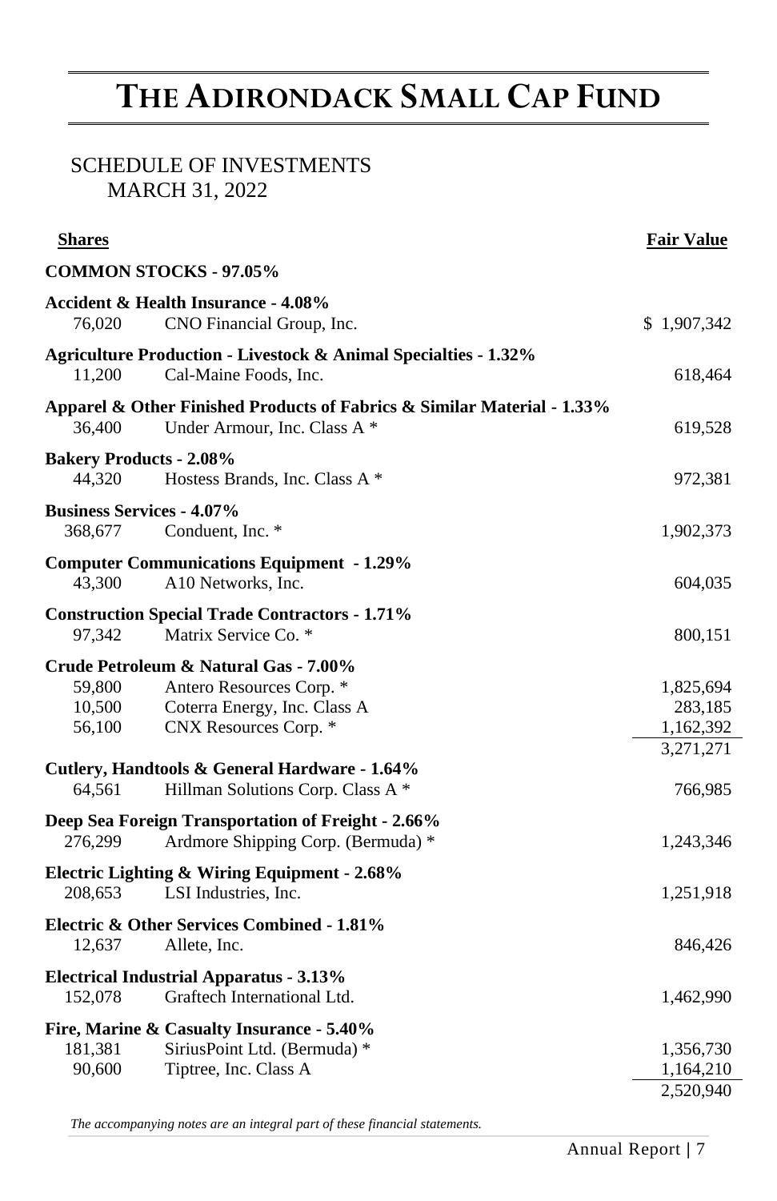# THE ADIRONDACK SMALL CAP FUND

## SCHEDULE OF INVESTMENTS
### MARCH 31, 2022

| Shares | | Fair Value |
|---|---|---|
| **COMMON STOCKS - 97.05%** | | |
| **Accident & Health Insurance - 4.08%** | | |
| 76,020 | CNO Financial Group, Inc. | $ 1,907,342 |
| **Agriculture Production - Livestock & Animal Specialties - 1.32%** | | |
| 11,200 | Cal-Maine Foods, Inc. | 618,464 |
| **Apparel & Other Finished Products of Fabrics & Similar Material - 1.33%** | | |
| 36,400 | Under Armour, Inc. Class A * | 619,528 |
| **Bakery Products - 2.08%** | | |
| 44,320 | Hostess Brands, Inc. Class A * | 972,381 |
| **Business Services - 4.07%** | | |
| 368,677 | Conduent, Inc. * | 1,902,373 |
| **Computer Communications Equipment - 1.29%** | | |
| 43,300 | A10 Networks, Inc. | 604,035 |
| **Construction Special Trade Contractors - 1.71%** | | |
| 97,342 | Matrix Service Co. * | 800,151 |
| **Crude Petroleum & Natural Gas - 7.00%** | | |
| 59,800 | Antero Resources Corp. * | 1,825,694 |
| 10,500 | Coterra Energy, Inc. Class A | 283,185 |
| 56,100 | CNX Resources Corp. * | 1,162,392 |
| | | 3,271,271 |
| **Cutlery, Handtools & General Hardware - 1.64%** | | |
| 64,561 | Hillman Solutions Corp. Class A * | 766,985 |
| **Deep Sea Foreign Transportation of Freight - 2.66%** | | |
| 276,299 | Ardmore Shipping Corp. (Bermuda) * | 1,243,346 |
| **Electric Lighting & Wiring Equipment - 2.68%** | | |
| 208,653 | LSI Industries, Inc. | 1,251,918 |
| **Electric & Other Services Combined - 1.81%** | | |
| 12,637 | Allete, Inc. | 846,426 |
| **Electrical Industrial Apparatus - 3.13%** | | |
| 152,078 | Graftech International Ltd. | 1,462,990 |
| **Fire, Marine & Casualty Insurance - 5.40%** | | |
| 181,381 | SiriusPoint Ltd. (Bermuda) * | 1,356,730 |
| 90,600 | Tiptree, Inc. Class A | 1,164,210 |
| | | 2,520,940 |

*The accompanying notes are an integral part of these financial statements.*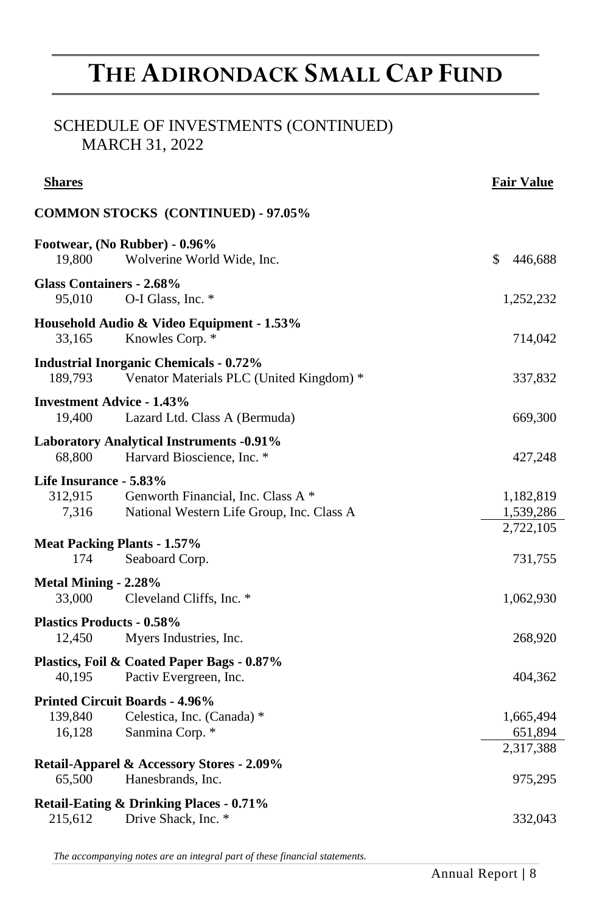# THE ADIRONDACK SMALL CAP FUND

SCHEDULE OF INVESTMENTS (CONTINUED)
MARCH 31, 2022

| Shares | | Fair Value |
|---|---|---|
| **COMMON STOCKS (CONTINUED) - 97.05%** | | |
| **Footwear, (No Rubber) - 0.96%** | | |
| 19,800 | Wolverine World Wide, Inc. | $ 446,688 |
| **Glass Containers - 2.68%** | | |
| 95,010 | O-I Glass, Inc. * | 1,252,232 |
| **Household Audio & Video Equipment - 1.53%** | | |
| 33,165 | Knowles Corp. * | 714,042 |
| **Industrial Inorganic Chemicals - 0.72%** | | |
| 189,793 | Venator Materials PLC (United Kingdom) * | 337,832 |
| **Investment Advice - 1.43%** | | |
| 19,400 | Lazard Ltd. Class A (Bermuda) | 669,300 |
| **Laboratory Analytical Instruments -0.91%** | | |
| 68,800 | Harvard Bioscience, Inc. * | 427,248 |
| **Life Insurance - 5.83%** | | |
| 312,915 | Genworth Financial, Inc. Class A * | 1,182,819 |
| 7,316 | National Western Life Group, Inc. Class A | 1,539,286 |
| | | 2,722,105 |
| **Meat Packing Plants - 1.57%** | | |
| 174 | Seaboard Corp. | 731,755 |
| **Metal Mining - 2.28%** | | |
| 33,000 | Cleveland Cliffs, Inc. * | 1,062,930 |
| **Plastics Products - 0.58%** | | |
| 12,450 | Myers Industries, Inc. | 268,920 |
| **Plastics, Foil & Coated Paper Bags - 0.87%** | | |
| 40,195 | Pactiv Evergreen, Inc. | 404,362 |
| **Printed Circuit Boards - 4.96%** | | |
| 139,840 | Celestica, Inc. (Canada) * | 1,665,494 |
| 16,128 | Sanmina Corp. * | 651,894 |
| | | 2,317,388 |
| **Retail-Apparel & Accessory Stores - 2.09%** | | |
| 65,500 | Hanesbrands, Inc. | 975,295 |
| **Retail-Eating & Drinking Places - 0.71%** | | |
| 215,612 | Drive Shack, Inc. * | 332,043 |

*The accompanying notes are an integral part of these financial statements.*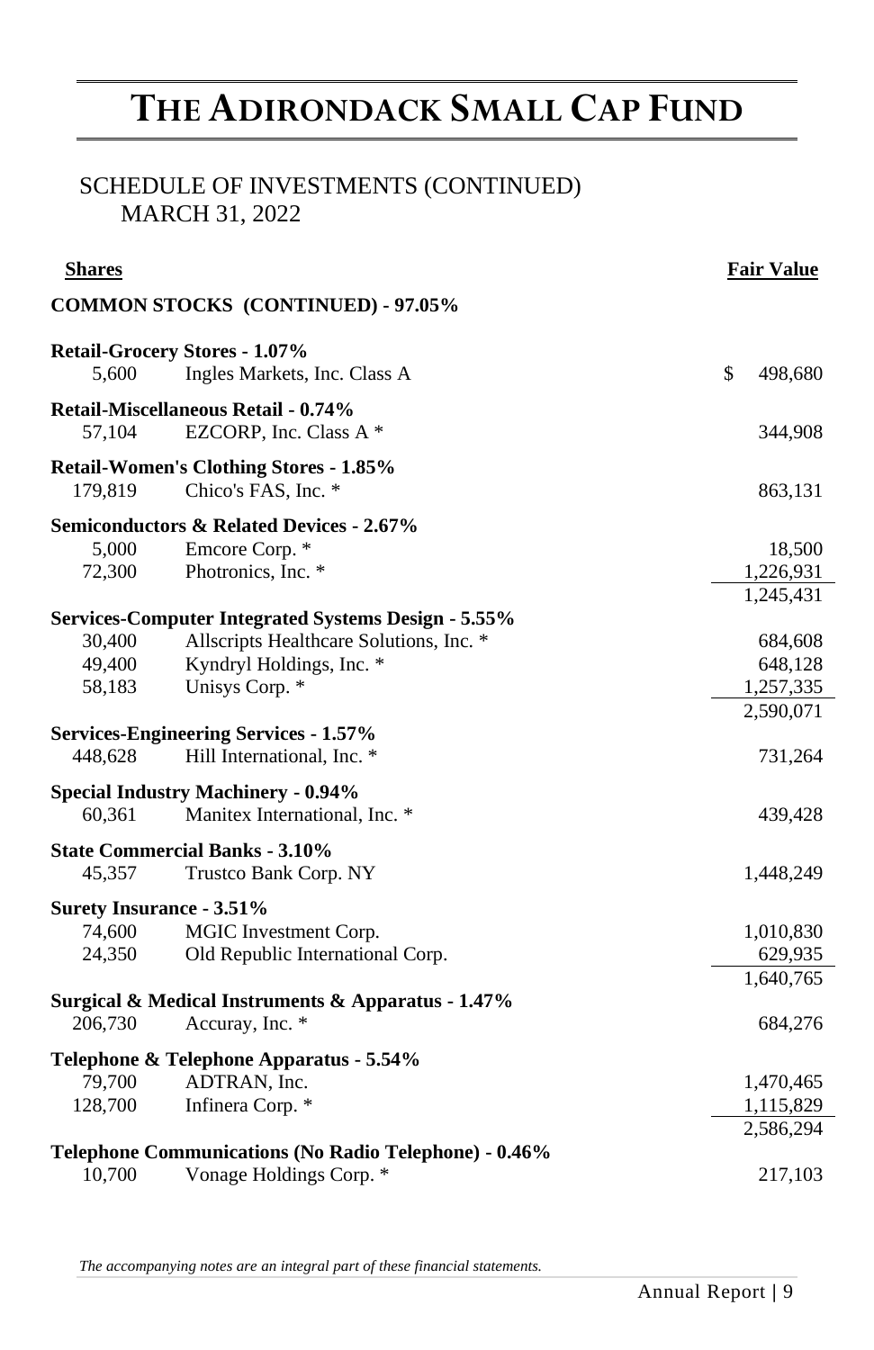# THE ADIRONDACK SMALL CAP FUND

## SCHEDULE OF INVESTMENTS (CONTINUED)
### MARCH 31, 2022

| Shares | | Fair Value |
|---|---|---|
| **COMMON STOCKS (CONTINUED) - 97.05%** | | |
| **Retail-Grocery Stores - 1.07%** | | |
| 5,600 | Ingles Markets, Inc. Class A | $ 498,680 |
| **Retail-Miscellaneous Retail - 0.74%** | | |
| 57,104 | EZCORP, Inc. Class A * | 344,908 |
| **Retail-Women's Clothing Stores - 1.85%** | | |
| 179,819 | Chico's FAS, Inc. * | 863,131 |
| **Semiconductors & Related Devices - 2.67%** | | |
| 5,000 | Emcore Corp. * | 18,500 |
| 72,300 | Photronics, Inc. * | 1,226,931 |
| | | 1,245,431 |
| **Services-Computer Integrated Systems Design - 5.55%** | | |
| 30,400 | Allscripts Healthcare Solutions, Inc. * | 684,608 |
| 49,400 | Kyndryl Holdings, Inc. * | 648,128 |
| 58,183 | Unisys Corp. * | 1,257,335 |
| | | 2,590,071 |
| **Services-Engineering Services - 1.57%** | | |
| 448,628 | Hill International, Inc. * | 731,264 |
| **Special Industry Machinery - 0.94%** | | |
| 60,361 | Manitex International, Inc. * | 439,428 |
| **State Commercial Banks - 3.10%** | | |
| 45,357 | Trustco Bank Corp. NY | 1,448,249 |
| **Surety Insurance - 3.51%** | | |
| 74,600 | MGIC Investment Corp. | 1,010,830 |
| 24,350 | Old Republic International Corp. | 629,935 |
| | | 1,640,765 |
| **Surgical & Medical Instruments & Apparatus - 1.47%** | | |
| 206,730 | Accuray, Inc. * | 684,276 |
| **Telephone & Telephone Apparatus - 5.54%** | | |
| 79,700 | ADTRAN, Inc. | 1,470,465 |
| 128,700 | Infinera Corp. * | 1,115,829 |
| | | 2,586,294 |
| **Telephone Communications (No Radio Telephone) - 0.46%** | | |
| 10,700 | Vonage Holdings Corp. * | 217,103 |

*The accompanying notes are an integral part of these financial statements.*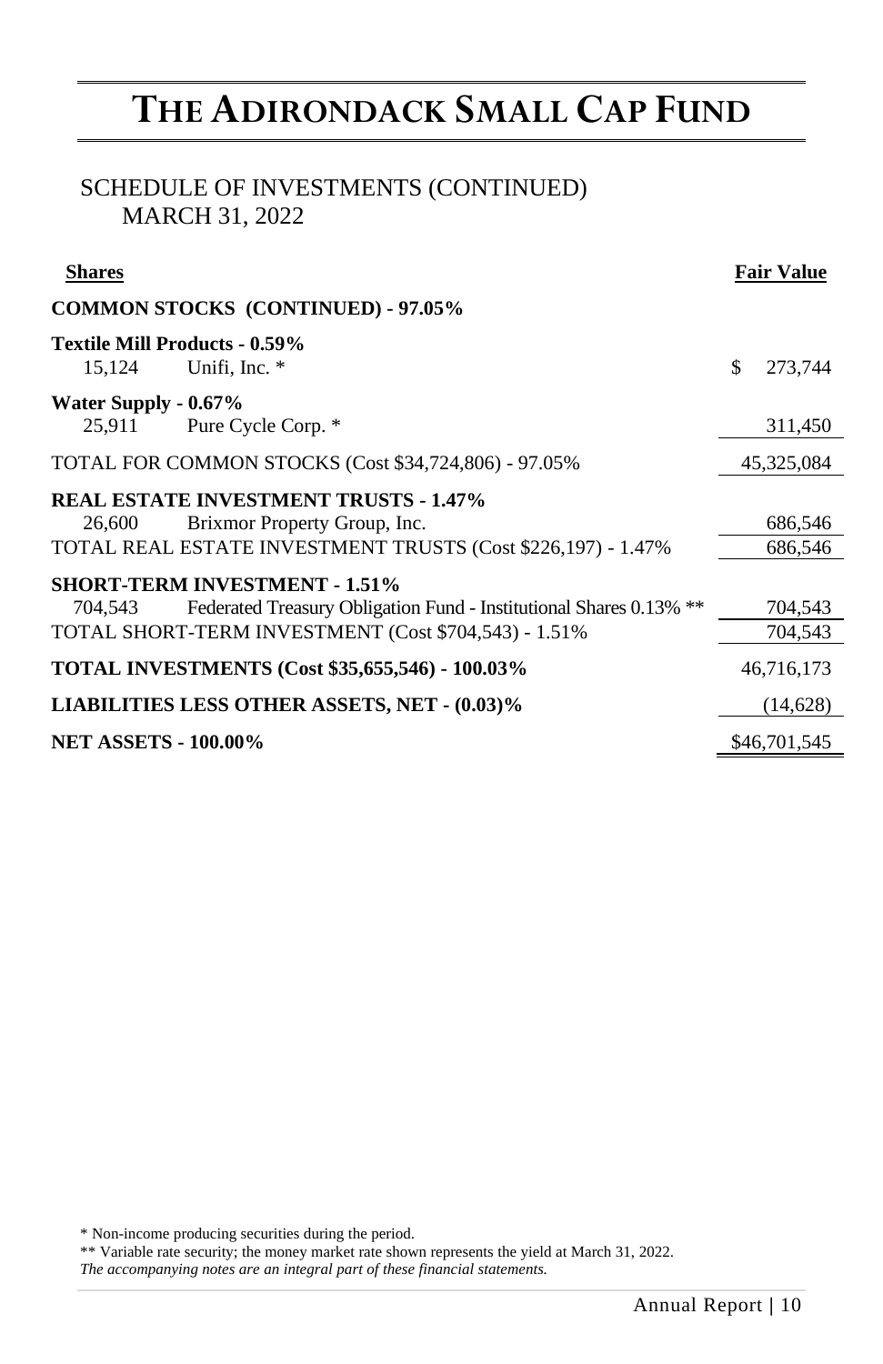# THE ADIRONDACK SMALL CAP FUND

## SCHEDULE OF INVESTMENTS (CONTINUED)
## MARCH 31, 2022

| Shares | | Fair Value |
|---|---|---|
| **COMMON STOCKS (CONTINUED) - 97.05%** | | |
| **Textile Mill Products - 0.59%** | | |
| 15,124 | Unifi, Inc. * | $ 273,744 |
| **Water Supply - 0.67%** | | |
| 25,911 | Pure Cycle Corp. * | 311,450 |
| TOTAL FOR COMMON STOCKS (Cost $34,724,806) - 97.05% | | 45,325,084 |
| **REAL ESTATE INVESTMENT TRUSTS - 1.47%** | | |
| 26,600 | Brixmor Property Group, Inc. | 686,546 |
| TOTAL REAL ESTATE INVESTMENT TRUSTS (Cost $226,197) - 1.47% | | 686,546 |
| **SHORT-TERM INVESTMENT - 1.51%** | | |
| 704,543 | Federated Treasury Obligation Fund - Institutional Shares 0.13% ** | 704,543 |
| TOTAL SHORT-TERM INVESTMENT (Cost $704,543) - 1.51% | | 704,543 |
| **TOTAL INVESTMENTS (Cost $35,655,546) - 100.03%** | | 46,716,173 |
| **LIABILITIES LESS OTHER ASSETS, NET - (0.03)%** | | (14,628) |
| **NET ASSETS - 100.00%** | | $46,701,545 |

* Non-income producing securities during the period.

** Variable rate security; the money market rate shown represents the yield at March 31, 2022.

*The accompanying notes are an integral part of these financial statements.*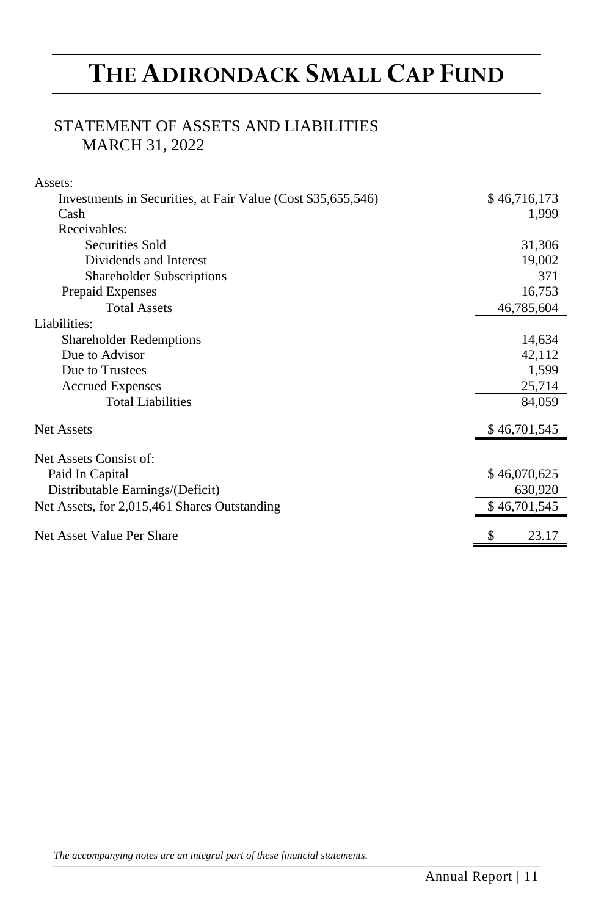# THE ADIRONDACK SMALL CAP FUND

## STATEMENT OF ASSETS AND LIABILITIES
### MARCH 31, 2022

| | |
|---|---|
| Assets: | |
| Investments in Securities, at Fair Value (Cost $35,655,546) | $ 46,716,173 |
| Cash | 1,999 |
| Receivables: | |
| Securities Sold | 31,306 |
| Dividends and Interest | 19,002 |
| Shareholder Subscriptions | 371 |
| Prepaid Expenses | 16,753 |
| Total Assets | 46,785,604 |
| Liabilities: | |
| Shareholder Redemptions | 14,634 |
| Due to Advisor | 42,112 |
| Due to Trustees | 1,599 |
| Accrued Expenses | 25,714 |
| Total Liabilities | 84,059 |
| Net Assets | $ 46,701,545 |
| Net Assets Consist of: | |
| Paid In Capital | $ 46,070,625 |
| Distributable Earnings/(Deficit) | 630,920 |
| Net Assets, for 2,015,461 Shares Outstanding | $ 46,701,545 |
| Net Asset Value Per Share | $ 23.17 |

*The accompanying notes are an integral part of these financial statements.*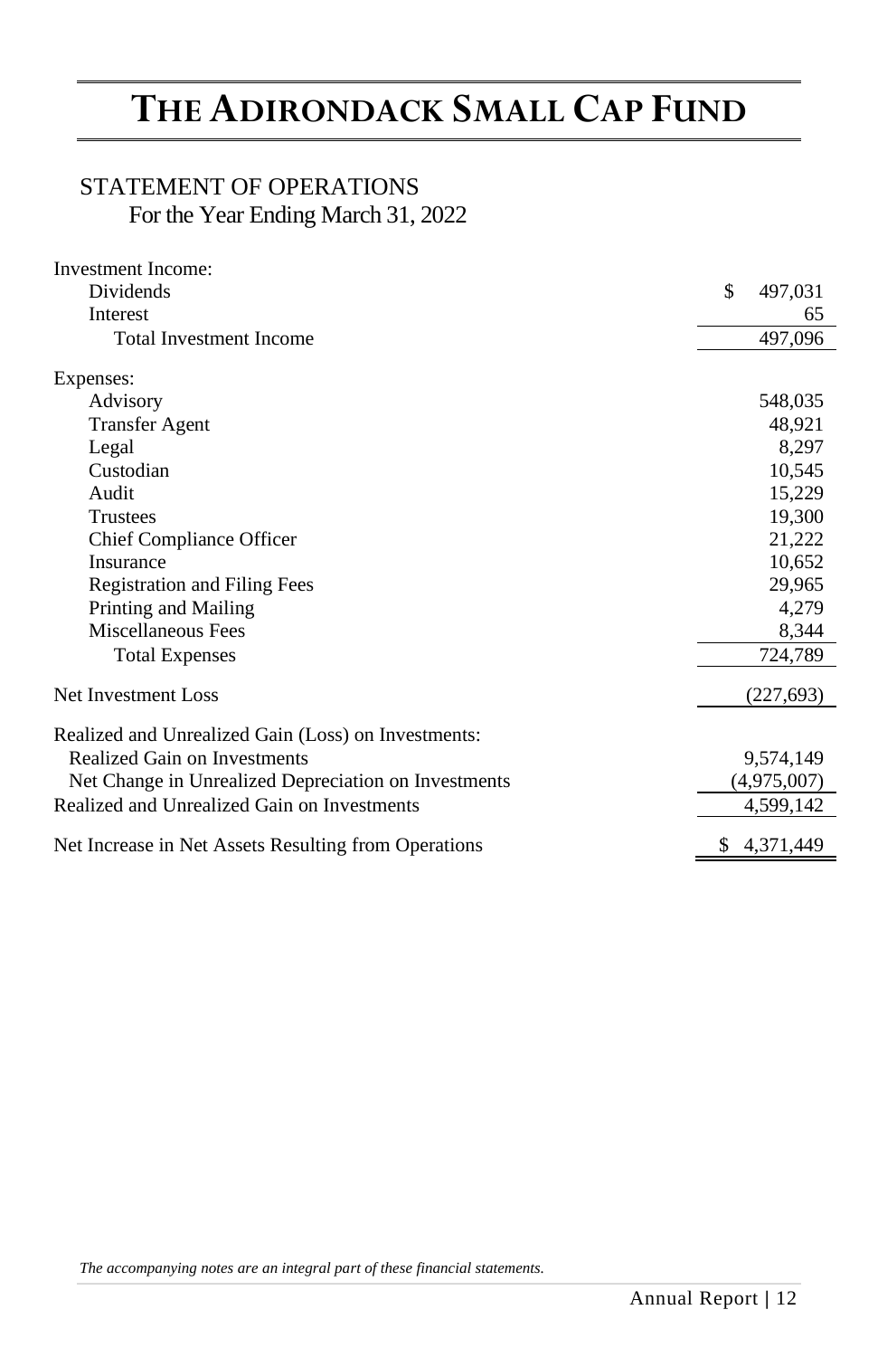# THE ADIRONDACK SMALL CAP FUND

## STATEMENT OF OPERATIONS

For the Year Ending March 31, 2022

| | |
|---|---|
| **Investment Income:** | |
| Dividends | $ 497,031 |
| Interest | 65 |
| Total Investment Income | 497,096 |
| | |
| **Expenses:** | |
| Advisory | 548,035 |
| Transfer Agent | 48,921 |
| Legal | 8,297 |
| Custodian | 10,545 |
| Audit | 15,229 |
| Trustees | 19,300 |
| Chief Compliance Officer | 21,222 |
| Insurance | 10,652 |
| Registration and Filing Fees | 29,965 |
| Printing and Mailing | 4,279 |
| Miscellaneous Fees | 8,344 |
| Total Expenses | 724,789 |
| | |
| Net Investment Loss | (227,693) |
| | |
| **Realized and Unrealized Gain (Loss) on Investments:** | |
| Realized Gain on Investments | 9,574,149 |
| Net Change in Unrealized Depreciation on Investments | (4,975,007) |
| Realized and Unrealized Gain on Investments | 4,599,142 |
| | |
| Net Increase in Net Assets Resulting from Operations | $ 4,371,449 |

*The accompanying notes are an integral part of these financial statements.*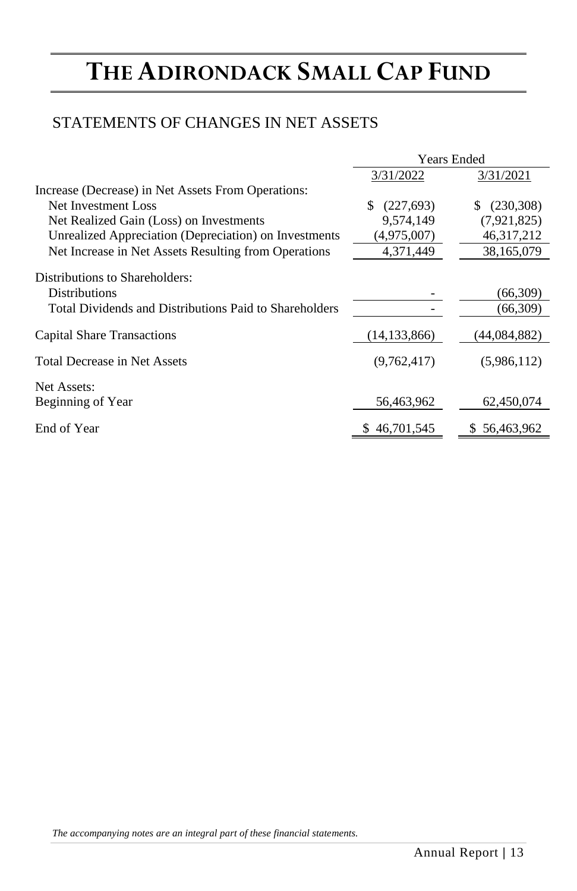# THE ADIRONDACK SMALL CAP FUND

## STATEMENTS OF CHANGES IN NET ASSETS

| | Years Ended | |
|---|---|---|
| | 3/31/2022 | 3/31/2021 |
| Increase (Decrease) in Net Assets From Operations: | | |
| Net Investment Loss | $ (227,693) | $ (230,308) |
| Net Realized Gain (Loss) on Investments | 9,574,149 | (7,921,825) |
| Unrealized Appreciation (Depreciation) on Investments | (4,975,007) | 46,317,212 |
| Net Increase in Net Assets Resulting from Operations | 4,371,449 | 38,165,079 |
| Distributions to Shareholders: | | |
| Distributions | - | (66,309) |
| Total Dividends and Distributions Paid to Shareholders | - | (66,309) |
| Capital Share Transactions | (14,133,866) | (44,084,882) |
| Total Decrease in Net Assets | (9,762,417) | (5,986,112) |
| Net Assets: | | |
| Beginning of Year | 56,463,962 | 62,450,074 |
| End of Year | $ 46,701,545 | $ 56,463,962 |

*The accompanying notes are an integral part of these financial statements.*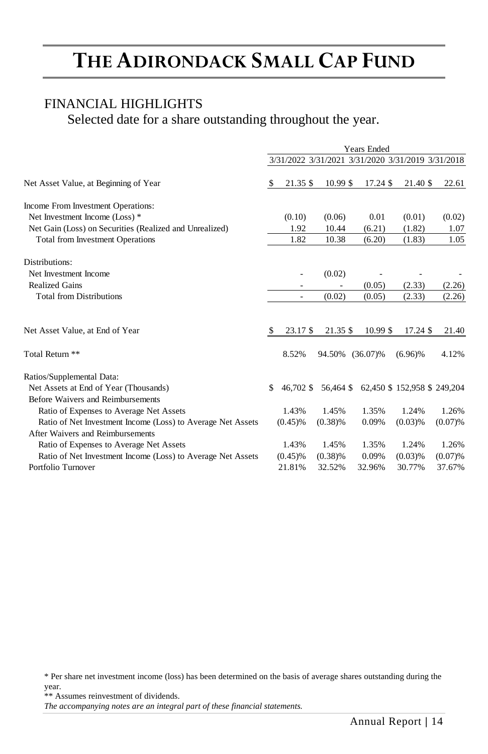# THE ADIRONDACK SMALL CAP FUND

## FINANCIAL HIGHLIGHTS

Selected date for a share outstanding throughout the year.

| | Years Ended | | | | |
|---|---|---|---|---|---|
| | 3/31/2022 | 3/31/2021 | 3/31/2020 | 3/31/2019 | 3/31/2018 |
| Net Asset Value, at Beginning of Year | $ 21.35 | $ 10.99 | $ 17.24 | $ 21.40 | $ 22.61 |
| Income From Investment Operations: | | | | | |
| Net Investment Income (Loss) * | (0.10) | (0.06) | 0.01 | (0.01) | (0.02) |
| Net Gain (Loss) on Securities (Realized and Unrealized) | 1.92 | 10.44 | (6.21) | (1.82) | 1.07 |
| Total from Investment Operations | 1.82 | 10.38 | (6.20) | (1.83) | 1.05 |
| Distributions: | | | | | |
| Net Investment Income | - | (0.02) | - | - | - |
| Realized Gains | - | - | (0.05) | (2.33) | (2.26) |
| Total from Distributions | - | (0.02) | (0.05) | (2.33) | (2.26) |
| Net Asset Value, at End of Year | $ 23.17 | $ 21.35 | $ 10.99 | $ 17.24 | $ 21.40 |
| Total Return ** | 8.52% | 94.50% | (36.07)% | (6.96)% | 4.12% |
| Ratios/Supplemental Data: | | | | | |
| Net Assets at End of Year (Thousands) | $ 46,702 | $ 56,464 | $ 62,450 | $ 152,958 | $ 249,204 |
| Before Waivers and Reimbursements | | | | | |
| Ratio of Expenses to Average Net Assets | 1.43% | 1.45% | 1.35% | 1.24% | 1.26% |
| Ratio of Net Investment Income (Loss) to Average Net Assets | (0.45)% | (0.38)% | 0.09% | (0.03)% | (0.07)% |
| After Waivers and Reimbursements | | | | | |
| Ratio of Expenses to Average Net Assets | 1.43% | 1.45% | 1.35% | 1.24% | 1.26% |
| Ratio of Net Investment Income (Loss) to Average Net Assets | (0.45)% | (0.38)% | 0.09% | (0.03)% | (0.07)% |
| Portfolio Turnover | 21.81% | 32.52% | 32.96% | 30.77% | 37.67% |

* Per share net investment income (loss) has been determined on the basis of average shares outstanding during the year.

** Assumes reinvestment of dividends.

*The accompanying notes are an integral part of these financial statements.*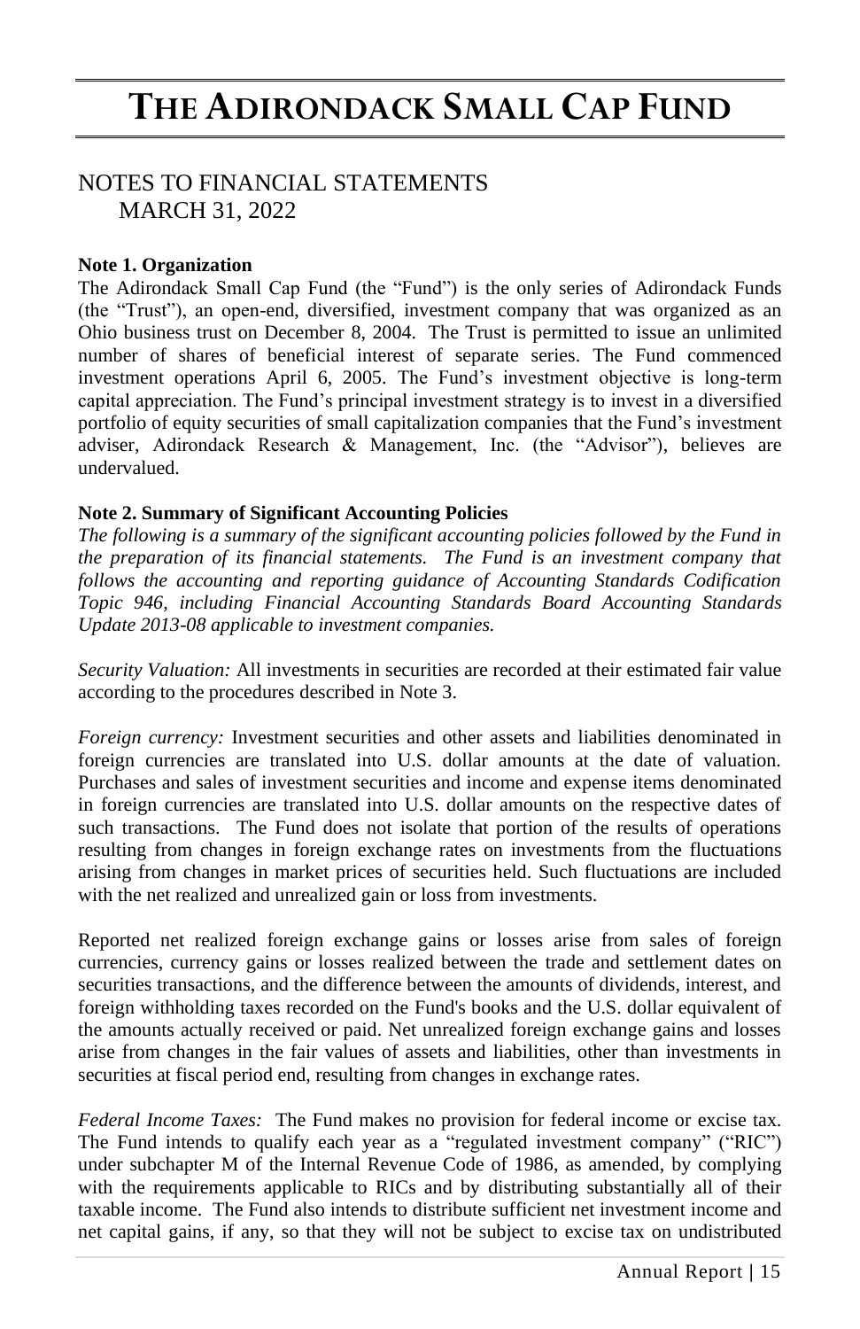# THE ADIRONDACK SMALL CAP FUND

## NOTES TO FINANCIAL STATEMENTS
## MARCH 31, 2022

**Note 1. Organization**

The Adirondack Small Cap Fund (the "Fund") is the only series of Adirondack Funds (the "Trust"), an open-end, diversified, investment company that was organized as an Ohio business trust on December 8, 2004. The Trust is permitted to issue an unlimited number of shares of beneficial interest of separate series. The Fund commenced investment operations April 6, 2005. The Fund's investment objective is long-term capital appreciation. The Fund's principal investment strategy is to invest in a diversified portfolio of equity securities of small capitalization companies that the Fund's investment adviser, Adirondack Research & Management, Inc. (the "Advisor"), believes are undervalued.

**Note 2. Summary of Significant Accounting Policies**

*The following is a summary of the significant accounting policies followed by the Fund in the preparation of its financial statements. The Fund is an investment company that follows the accounting and reporting guidance of Accounting Standards Codification Topic 946, including Financial Accounting Standards Board Accounting Standards Update 2013-08 applicable to investment companies.*

*Security Valuation:* All investments in securities are recorded at their estimated fair value according to the procedures described in Note 3.

*Foreign currency:* Investment securities and other assets and liabilities denominated in foreign currencies are translated into U.S. dollar amounts at the date of valuation. Purchases and sales of investment securities and income and expense items denominated in foreign currencies are translated into U.S. dollar amounts on the respective dates of such transactions. The Fund does not isolate that portion of the results of operations resulting from changes in foreign exchange rates on investments from the fluctuations arising from changes in market prices of securities held. Such fluctuations are included with the net realized and unrealized gain or loss from investments.

Reported net realized foreign exchange gains or losses arise from sales of foreign currencies, currency gains or losses realized between the trade and settlement dates on securities transactions, and the difference between the amounts of dividends, interest, and foreign withholding taxes recorded on the Fund's books and the U.S. dollar equivalent of the amounts actually received or paid. Net unrealized foreign exchange gains and losses arise from changes in the fair values of assets and liabilities, other than investments in securities at fiscal period end, resulting from changes in exchange rates.

*Federal Income Taxes:* The Fund makes no provision for federal income or excise tax. The Fund intends to qualify each year as a "regulated investment company" ("RIC") under subchapter M of the Internal Revenue Code of 1986, as amended, by complying with the requirements applicable to RICs and by distributing substantially all of their taxable income. The Fund also intends to distribute sufficient net investment income and net capital gains, if any, so that they will not be subject to excise tax on undistributed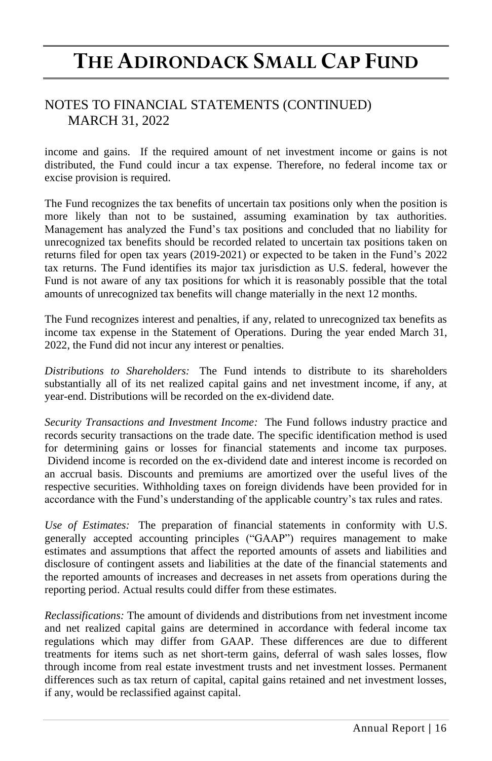## NOTES TO FINANCIAL STATEMENTS (CONTINUED)
### MARCH 31, 2022

income and gains. If the required amount of net investment income or gains is not distributed, the Fund could incur a tax expense. Therefore, no federal income tax or excise provision is required.

The Fund recognizes the tax benefits of uncertain tax positions only when the position is more likely than not to be sustained, assuming examination by tax authorities. Management has analyzed the Fund's tax positions and concluded that no liability for unrecognized tax benefits should be recorded related to uncertain tax positions taken on returns filed for open tax years (2019-2021) or expected to be taken in the Fund's 2022 tax returns. The Fund identifies its major tax jurisdiction as U.S. federal, however the Fund is not aware of any tax positions for which it is reasonably possible that the total amounts of unrecognized tax benefits will change materially in the next 12 months.

The Fund recognizes interest and penalties, if any, related to unrecognized tax benefits as income tax expense in the Statement of Operations. During the year ended March 31, 2022, the Fund did not incur any interest or penalties.

*Distributions to Shareholders:* The Fund intends to distribute to its shareholders substantially all of its net realized capital gains and net investment income, if any, at year-end. Distributions will be recorded on the ex-dividend date.

*Security Transactions and Investment Income:* The Fund follows industry practice and records security transactions on the trade date. The specific identification method is used for determining gains or losses for financial statements and income tax purposes. Dividend income is recorded on the ex-dividend date and interest income is recorded on an accrual basis. Discounts and premiums are amortized over the useful lives of the respective securities. Withholding taxes on foreign dividends have been provided for in accordance with the Fund's understanding of the applicable country's tax rules and rates.

*Use of Estimates:* The preparation of financial statements in conformity with U.S. generally accepted accounting principles ("GAAP") requires management to make estimates and assumptions that affect the reported amounts of assets and liabilities and disclosure of contingent assets and liabilities at the date of the financial statements and the reported amounts of increases and decreases in net assets from operations during the reporting period. Actual results could differ from these estimates.

*Reclassifications:* The amount of dividends and distributions from net investment income and net realized capital gains are determined in accordance with federal income tax regulations which may differ from GAAP. These differences are due to different treatments for items such as net short-term gains, deferral of wash sales losses, flow through income from real estate investment trusts and net investment losses. Permanent differences such as tax return of capital, capital gains retained and net investment losses, if any, would be reclassified against capital.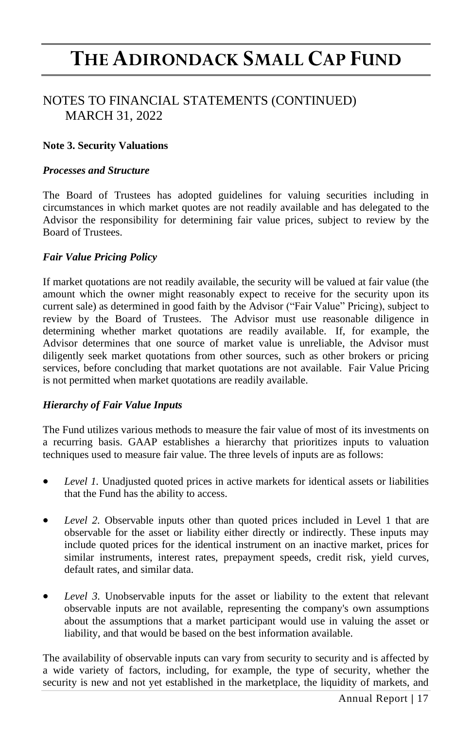## NOTES TO FINANCIAL STATEMENTS (CONTINUED)
## MARCH 31, 2022

**Note 3. Security Valuations**

***Processes and Structure***

The Board of Trustees has adopted guidelines for valuing securities including in circumstances in which market quotes are not readily available and has delegated to the Advisor the responsibility for determining fair value prices, subject to review by the Board of Trustees.

***Fair Value Pricing Policy***

If market quotations are not readily available, the security will be valued at fair value (the amount which the owner might reasonably expect to receive for the security upon its current sale) as determined in good faith by the Advisor ("Fair Value" Pricing), subject to review by the Board of Trustees. The Advisor must use reasonable diligence in determining whether market quotations are readily available. If, for example, the Advisor determines that one source of market value is unreliable, the Advisor must diligently seek market quotations from other sources, such as other brokers or pricing services, before concluding that market quotations are not available. Fair Value Pricing is not permitted when market quotations are readily available.

***Hierarchy of Fair Value Inputs***

The Fund utilizes various methods to measure the fair value of most of its investments on a recurring basis. GAAP establishes a hierarchy that prioritizes inputs to valuation techniques used to measure fair value. The three levels of inputs are as follows:

- *Level 1.* Unadjusted quoted prices in active markets for identical assets or liabilities that the Fund has the ability to access.
- *Level 2.* Observable inputs other than quoted prices included in Level 1 that are observable for the asset or liability either directly or indirectly. These inputs may include quoted prices for the identical instrument on an inactive market, prices for similar instruments, interest rates, prepayment speeds, credit risk, yield curves, default rates, and similar data.
- *Level 3.* Unobservable inputs for the asset or liability to the extent that relevant observable inputs are not available, representing the company's own assumptions about the assumptions that a market participant would use in valuing the asset or liability, and that would be based on the best information available.

The availability of observable inputs can vary from security to security and is affected by a wide variety of factors, including, for example, the type of security, whether the security is new and not yet established in the marketplace, the liquidity of markets, and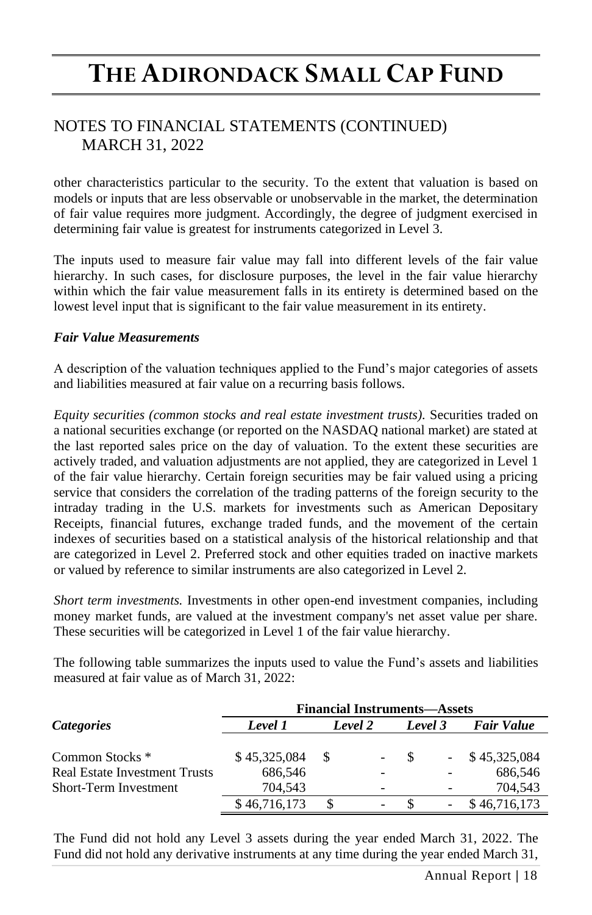# THE ADIRONDACK SMALL CAP FUND

## NOTES TO FINANCIAL STATEMENTS (CONTINUED)
## MARCH 31, 2022

other characteristics particular to the security. To the extent that valuation is based on models or inputs that are less observable or unobservable in the market, the determination of fair value requires more judgment. Accordingly, the degree of judgment exercised in determining fair value is greatest for instruments categorized in Level 3.

The inputs used to measure fair value may fall into different levels of the fair value hierarchy. In such cases, for disclosure purposes, the level in the fair value hierarchy within which the fair value measurement falls in its entirety is determined based on the lowest level input that is significant to the fair value measurement in its entirety.

***Fair Value Measurements***

A description of the valuation techniques applied to the Fund's major categories of assets and liabilities measured at fair value on a recurring basis follows.

*Equity securities (common stocks and real estate investment trusts).* Securities traded on a national securities exchange (or reported on the NASDAQ national market) are stated at the last reported sales price on the day of valuation. To the extent these securities are actively traded, and valuation adjustments are not applied, they are categorized in Level 1 of the fair value hierarchy. Certain foreign securities may be fair valued using a pricing service that considers the correlation of the trading patterns of the foreign security to the intraday trading in the U.S. markets for investments such as American Depositary Receipts, financial futures, exchange traded funds, and the movement of the certain indexes of securities based on a statistical analysis of the historical relationship and that are categorized in Level 2. Preferred stock and other equities traded on inactive markets or valued by reference to similar instruments are also categorized in Level 2.

*Short term investments.* Investments in other open-end investment companies, including money market funds, are valued at the investment company's net asset value per share. These securities will be categorized in Level 1 of the fair value hierarchy.

The following table summarizes the inputs used to value the Fund's assets and liabilities measured at fair value as of March 31, 2022:

| | Financial Instruments—Assets | | | |
|---|---|---|---|---|
| ***Categories*** | ***Level 1*** | ***Level 2*** | ***Level 3*** | ***Fair Value*** |
| Common Stocks * | $ 45,325,084 | $ - | $ - | $ 45,325,084 |
| Real Estate Investment Trusts | 686,546 | - | - | 686,546 |
| Short-Term Investment | 704,543 | - | - | 704,543 |
| | $ 46,716,173 | $ - | $ - | $ 46,716,173 |

The Fund did not hold any Level 3 assets during the year ended March 31, 2022. The Fund did not hold any derivative instruments at any time during the year ended March 31,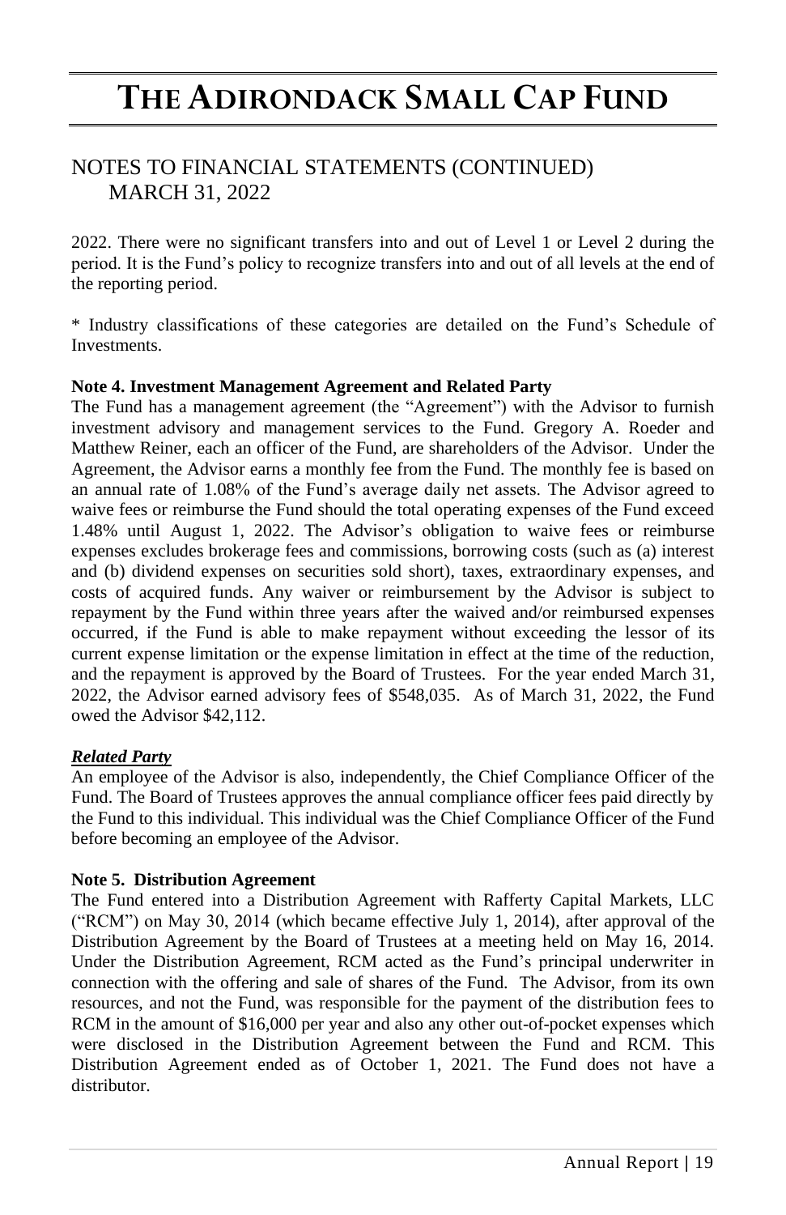# THE ADIRONDACK SMALL CAP FUND

## NOTES TO FINANCIAL STATEMENTS (CONTINUED)
## MARCH 31, 2022

2022. There were no significant transfers into and out of Level 1 or Level 2 during the period. It is the Fund's policy to recognize transfers into and out of all levels at the end of the reporting period.

* Industry classifications of these categories are detailed on the Fund's Schedule of Investments.

**Note 4. Investment Management Agreement and Related Party**

The Fund has a management agreement (the "Agreement") with the Advisor to furnish investment advisory and management services to the Fund. Gregory A. Roeder and Matthew Reiner, each an officer of the Fund, are shareholders of the Advisor. Under the Agreement, the Advisor earns a monthly fee from the Fund. The monthly fee is based on an annual rate of 1.08% of the Fund's average daily net assets. The Advisor agreed to waive fees or reimburse the Fund should the total operating expenses of the Fund exceed 1.48% until August 1, 2022. The Advisor's obligation to waive fees or reimburse expenses excludes brokerage fees and commissions, borrowing costs (such as (a) interest and (b) dividend expenses on securities sold short), taxes, extraordinary expenses, and costs of acquired funds. Any waiver or reimbursement by the Advisor is subject to repayment by the Fund within three years after the waived and/or reimbursed expenses occurred, if the Fund is able to make repayment without exceeding the lessor of its current expense limitation or the expense limitation in effect at the time of the reduction, and the repayment is approved by the Board of Trustees. For the year ended March 31, 2022, the Advisor earned advisory fees of $548,035. As of March 31, 2022, the Fund owed the Advisor $42,112.

***Related Party***

An employee of the Advisor is also, independently, the Chief Compliance Officer of the Fund. The Board of Trustees approves the annual compliance officer fees paid directly by the Fund to this individual. This individual was the Chief Compliance Officer of the Fund before becoming an employee of the Advisor.

**Note 5. Distribution Agreement**

The Fund entered into a Distribution Agreement with Rafferty Capital Markets, LLC ("RCM") on May 30, 2014 (which became effective July 1, 2014), after approval of the Distribution Agreement by the Board of Trustees at a meeting held on May 16, 2014. Under the Distribution Agreement, RCM acted as the Fund's principal underwriter in connection with the offering and sale of shares of the Fund. The Advisor, from its own resources, and not the Fund, was responsible for the payment of the distribution fees to RCM in the amount of $16,000 per year and also any other out-of-pocket expenses which were disclosed in the Distribution Agreement between the Fund and RCM. This Distribution Agreement ended as of October 1, 2021. The Fund does not have a distributor.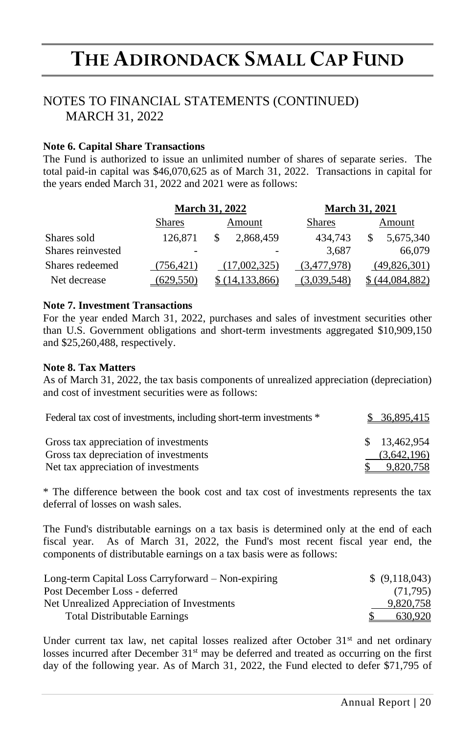# THE ADIRONDACK SMALL CAP FUND

## NOTES TO FINANCIAL STATEMENTS (CONTINUED)
## MARCH 31, 2022

**Note 6. Capital Share Transactions**

The Fund is authorized to issue an unlimited number of shares of separate series. The total paid-in capital was $46,070,625 as of March 31, 2022. Transactions in capital for the years ended March 31, 2022 and 2021 were as follows:

| | March 31, 2022 | | March 31, 2021 | |
|---|---|---|---|---|
| | Shares | Amount | Shares | Amount |
| Shares sold | 126,871 | $ 2,868,459 | 434,743 | $ 5,675,340 |
| Shares reinvested | - | - | 3,687 | 66,079 |
| Shares redeemed | (756,421) | (17,002,325) | (3,477,978) | (49,826,301) |
| Net decrease | (629,550) | $ (14,133,866) | (3,039,548) | $ (44,084,882) |

**Note 7. Investment Transactions**

For the year ended March 31, 2022, purchases and sales of investment securities other than U.S. Government obligations and short-term investments aggregated $10,909,150 and $25,260,488, respectively.

**Note 8. Tax Matters**

As of March 31, 2022, the tax basis components of unrealized appreciation (depreciation) and cost of investment securities were as follows:

| | |
|---|---|
| Federal tax cost of investments, including short-term investments * | $ 36,895,415 |
| | |
| Gross tax appreciation of investments | $ 13,462,954 |
| Gross tax depreciation of investments | (3,642,196) |
| Net tax appreciation of investments | $ 9,820,758 |

* The difference between the book cost and tax cost of investments represents the tax deferral of losses on wash sales.

The Fund's distributable earnings on a tax basis is determined only at the end of each fiscal year. As of March 31, 2022, the Fund's most recent fiscal year end, the components of distributable earnings on a tax basis were as follows:

| | |
|---|---|
| Long-term Capital Loss Carryforward – Non-expiring | $ (9,118,043) |
| Post December Loss - deferred | (71,795) |
| Net Unrealized Appreciation of Investments | 9,820,758 |
| Total Distributable Earnings | $ 630,920 |

Under current tax law, net capital losses realized after October 31st and net ordinary losses incurred after December 31st may be deferred and treated as occurring on the first day of the following year. As of March 31, 2022, the Fund elected to defer $71,795 of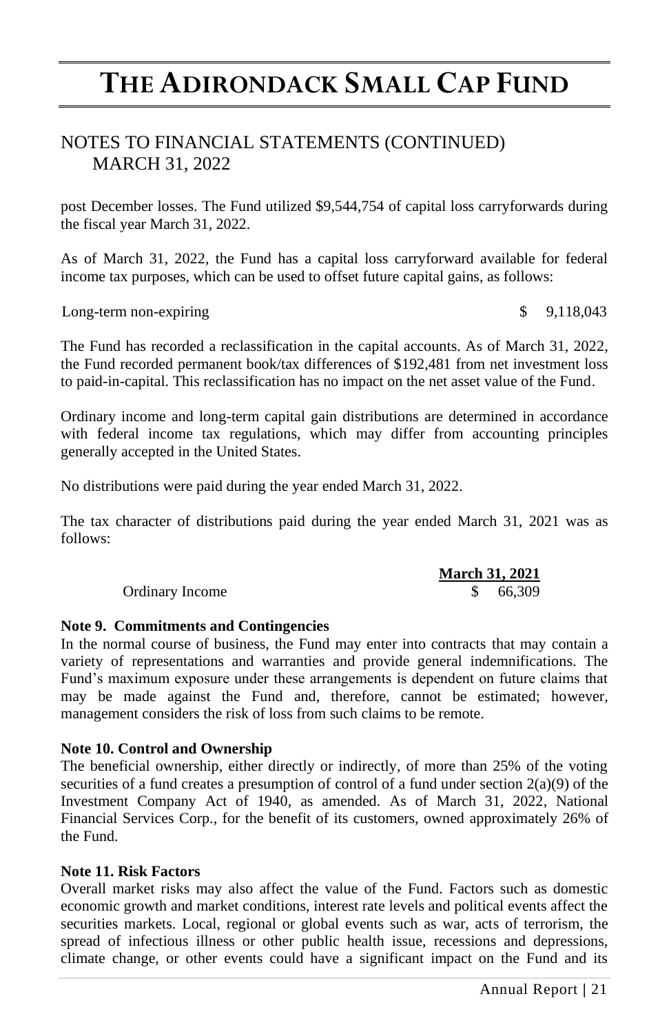post December losses. The Fund utilized $9,544,754 of capital loss carryforwards during the fiscal year March 31, 2022.

As of March 31, 2022, the Fund has a capital loss carryforward available for federal income tax purposes, which can be used to offset future capital gains, as follows:

| | |
|---|---|
| Long-term non-expiring | $ 9,118,043 |

The Fund has recorded a reclassification in the capital accounts. As of March 31, 2022, the Fund recorded permanent book/tax differences of $192,481 from net investment loss to paid-in-capital. This reclassification has no impact on the net asset value of the Fund.

Ordinary income and long-term capital gain distributions are determined in accordance with federal income tax regulations, which may differ from accounting principles generally accepted in the United States.

No distributions were paid during the year ended March 31, 2022.

The tax character of distributions paid during the year ended March 31, 2021 was as follows:

| | March 31, 2021 |
|---|---|
| Ordinary Income | $ 66,309 |

**Note 9. Commitments and Contingencies**

In the normal course of business, the Fund may enter into contracts that may contain a variety of representations and warranties and provide general indemnifications. The Fund's maximum exposure under these arrangements is dependent on future claims that may be made against the Fund and, therefore, cannot be estimated; however, management considers the risk of loss from such claims to be remote.

**Note 10. Control and Ownership**

The beneficial ownership, either directly or indirectly, of more than 25% of the voting securities of a fund creates a presumption of control of a fund under section 2(a)(9) of the Investment Company Act of 1940, as amended. As of March 31, 2022, National Financial Services Corp., for the benefit of its customers, owned approximately 26% of the Fund.

**Note 11. Risk Factors**

Overall market risks may also affect the value of the Fund. Factors such as domestic economic growth and market conditions, interest rate levels and political events affect the securities markets. Local, regional or global events such as war, acts of terrorism, the spread of infectious illness or other public health issue, recessions and depressions, climate change, or other events could have a significant impact on the Fund and its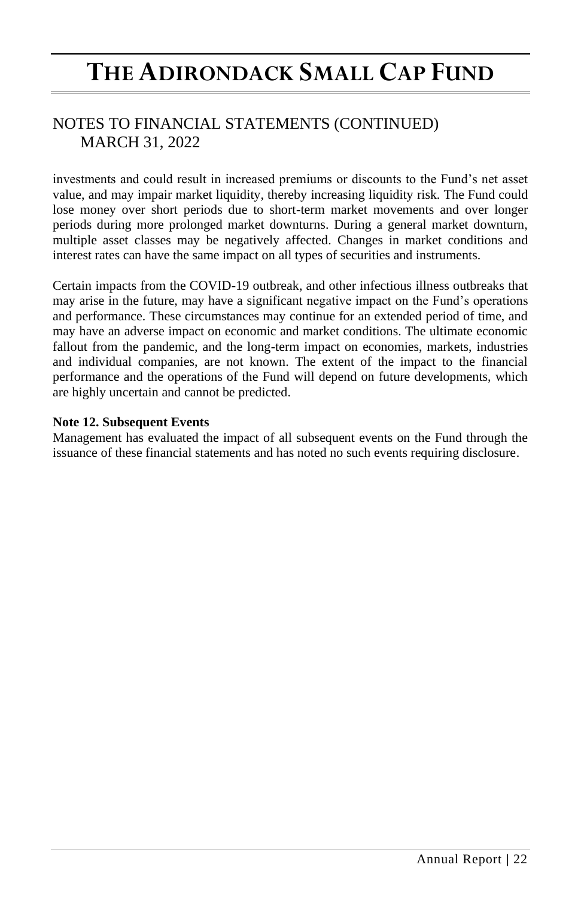## NOTES TO FINANCIAL STATEMENTS (CONTINUED)
## MARCH 31, 2022

investments and could result in increased premiums or discounts to the Fund's net asset value, and may impair market liquidity, thereby increasing liquidity risk. The Fund could lose money over short periods due to short-term market movements and over longer periods during more prolonged market downturns. During a general market downturn, multiple asset classes may be negatively affected. Changes in market conditions and interest rates can have the same impact on all types of securities and instruments.

Certain impacts from the COVID-19 outbreak, and other infectious illness outbreaks that may arise in the future, may have a significant negative impact on the Fund's operations and performance. These circumstances may continue for an extended period of time, and may have an adverse impact on economic and market conditions. The ultimate economic fallout from the pandemic, and the long-term impact on economies, markets, industries and individual companies, are not known. The extent of the impact to the financial performance and the operations of the Fund will depend on future developments, which are highly uncertain and cannot be predicted.

**Note 12. Subsequent Events**

Management has evaluated the impact of all subsequent events on the Fund through the issuance of these financial statements and has noted no such events requiring disclosure.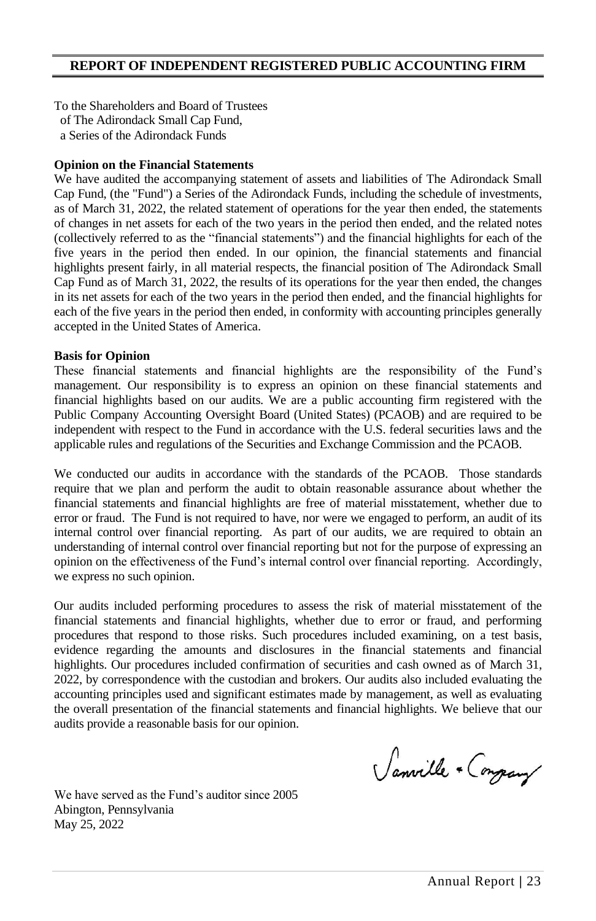## REPORT OF INDEPENDENT REGISTERED PUBLIC ACCOUNTING FIRM

To the Shareholders and Board of Trustees
of The Adirondack Small Cap Fund,
a Series of the Adirondack Funds

**Opinion on the Financial Statements**

We have audited the accompanying statement of assets and liabilities of The Adirondack Small Cap Fund, (the "Fund") a Series of the Adirondack Funds, including the schedule of investments, as of March 31, 2022, the related statement of operations for the year then ended, the statements of changes in net assets for each of the two years in the period then ended, and the related notes (collectively referred to as the "financial statements") and the financial highlights for each of the five years in the period then ended. In our opinion, the financial statements and financial highlights present fairly, in all material respects, the financial position of The Adirondack Small Cap Fund as of March 31, 2022, the results of its operations for the year then ended, the changes in its net assets for each of the two years in the period then ended, and the financial highlights for each of the five years in the period then ended, in conformity with accounting principles generally accepted in the United States of America.

**Basis for Opinion**

These financial statements and financial highlights are the responsibility of the Fund's management. Our responsibility is to express an opinion on these financial statements and financial highlights based on our audits. We are a public accounting firm registered with the Public Company Accounting Oversight Board (United States) (PCAOB) and are required to be independent with respect to the Fund in accordance with the U.S. federal securities laws and the applicable rules and regulations of the Securities and Exchange Commission and the PCAOB.

We conducted our audits in accordance with the standards of the PCAOB. Those standards require that we plan and perform the audit to obtain reasonable assurance about whether the financial statements and financial highlights are free of material misstatement, whether due to error or fraud. The Fund is not required to have, nor were we engaged to perform, an audit of its internal control over financial reporting. As part of our audits, we are required to obtain an understanding of internal control over financial reporting but not for the purpose of expressing an opinion on the effectiveness of the Fund's internal control over financial reporting. Accordingly, we express no such opinion.

Our audits included performing procedures to assess the risk of material misstatement of the financial statements and financial highlights, whether due to error or fraud, and performing procedures that respond to those risks. Such procedures included examining, on a test basis, evidence regarding the amounts and disclosures in the financial statements and financial highlights. Our procedures included confirmation of securities and cash owned as of March 31, 2022, by correspondence with the custodian and brokers. Our audits also included evaluating the accounting principles used and significant estimates made by management, as well as evaluating the overall presentation of the financial statements and financial highlights. We believe that our audits provide a reasonable basis for our opinion.

Sanville & Company

We have served as the Fund's auditor since 2005
Abington, Pennsylvania
May 25, 2022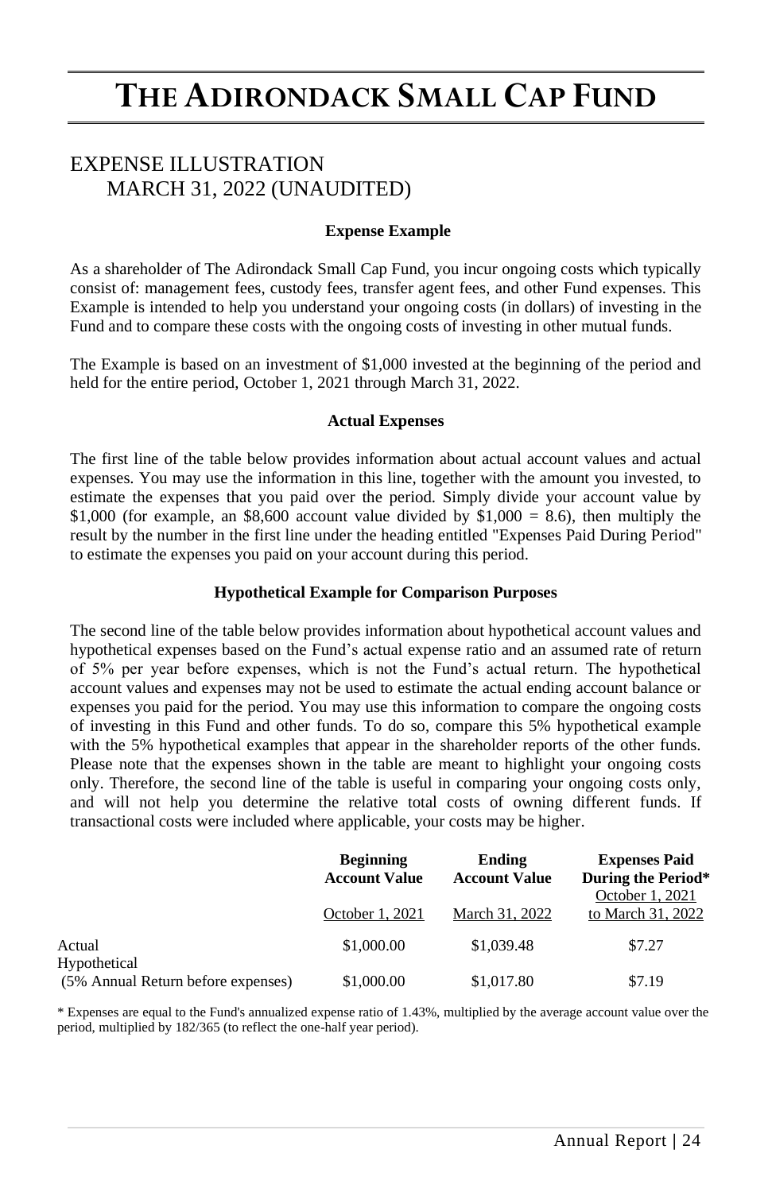# THE ADIRONDACK SMALL CAP FUND

## EXPENSE ILLUSTRATION
## MARCH 31, 2022 (UNAUDITED)

### Expense Example

As a shareholder of The Adirondack Small Cap Fund, you incur ongoing costs which typically consist of: management fees, custody fees, transfer agent fees, and other Fund expenses. This Example is intended to help you understand your ongoing costs (in dollars) of investing in the Fund and to compare these costs with the ongoing costs of investing in other mutual funds.

The Example is based on an investment of $1,000 invested at the beginning of the period and held for the entire period, October 1, 2021 through March 31, 2022.

### Actual Expenses

The first line of the table below provides information about actual account values and actual expenses. You may use the information in this line, together with the amount you invested, to estimate the expenses that you paid over the period. Simply divide your account value by $1,000 (for example, an $8,600 account value divided by $1,000 = 8.6), then multiply the result by the number in the first line under the heading entitled "Expenses Paid During Period" to estimate the expenses you paid on your account during this period.

### Hypothetical Example for Comparison Purposes

The second line of the table below provides information about hypothetical account values and hypothetical expenses based on the Fund's actual expense ratio and an assumed rate of return of 5% per year before expenses, which is not the Fund's actual return. The hypothetical account values and expenses may not be used to estimate the actual ending account balance or expenses you paid for the period. You may use this information to compare the ongoing costs of investing in this Fund and other funds. To do so, compare this 5% hypothetical example with the 5% hypothetical examples that appear in the shareholder reports of the other funds. Please note that the expenses shown in the table are meant to highlight your ongoing costs only. Therefore, the second line of the table is useful in comparing your ongoing costs only, and will not help you determine the relative total costs of owning different funds. If transactional costs were included where applicable, your costs may be higher.

| | **Beginning Account Value** | **Ending Account Value** | **Expenses Paid During the Period*** |
|---|---|---|---|
| | October 1, 2021 | March 31, 2022 | October 1, 2021 to March 31, 2022 |
| Actual | $1,000.00 | $1,039.48 | $7.27 |
| Hypothetical (5% Annual Return before expenses) | $1,000.00 | $1,017.80 | $7.19 |

* Expenses are equal to the Fund's annualized expense ratio of 1.43%, multiplied by the average account value over the period, multiplied by 182/365 (to reflect the one-half year period).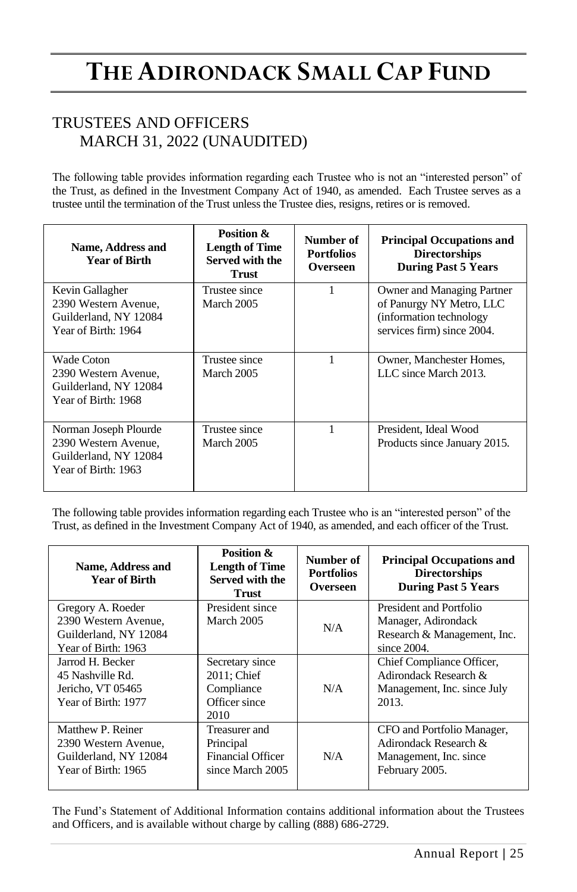# THE ADIRONDACK SMALL CAP FUND

## TRUSTEES AND OFFICERS
## MARCH 31, 2022 (UNAUDITED)

The following table provides information regarding each Trustee who is not an "interested person" of the Trust, as defined in the Investment Company Act of 1940, as amended. Each Trustee serves as a trustee until the termination of the Trust unless the Trustee dies, resigns, retires or is removed.

| Name, Address and Year of Birth | Position & Length of Time Served with the Trust | Number of Portfolios Overseen | Principal Occupations and Directorships During Past 5 Years |
|---|---|---|---|
| Kevin Gallagher<br>2390 Western Avenue,<br>Guilderland, NY 12084<br>Year of Birth: 1964 | Trustee since March 2005 | 1 | Owner and Managing Partner of Panurgy NY Metro, LLC (information technology services firm) since 2004. |
| Wade Coton<br>2390 Western Avenue,<br>Guilderland, NY 12084<br>Year of Birth: 1968 | Trustee since March 2005 | 1 | Owner, Manchester Homes, LLC since March 2013. |
| Norman Joseph Plourde<br>2390 Western Avenue,<br>Guilderland, NY 12084<br>Year of Birth: 1963 | Trustee since March 2005 | 1 | President, Ideal Wood Products since January 2015. |

The following table provides information regarding each Trustee who is an "interested person" of the Trust, as defined in the Investment Company Act of 1940, as amended, and each officer of the Trust.

| Name, Address and Year of Birth | Position & Length of Time Served with the Trust | Number of Portfolios Overseen | Principal Occupations and Directorships During Past 5 Years |
|---|---|---|---|
| Gregory A. Roeder<br>2390 Western Avenue,<br>Guilderland, NY 12084<br>Year of Birth: 1963 | President since March 2005 | N/A | President and Portfolio Manager, Adirondack Research & Management, Inc. since 2004. |
| Jarrod H. Becker<br>45 Nashville Rd.<br>Jericho, VT 05465<br>Year of Birth: 1977 | Secretary since 2011; Chief Compliance Officer since 2010 | N/A | Chief Compliance Officer, Adirondack Research & Management, Inc. since July 2013. |
| Matthew P. Reiner<br>2390 Western Avenue,<br>Guilderland, NY 12084<br>Year of Birth: 1965 | Treasurer and Principal Financial Officer since March 2005 | N/A | CFO and Portfolio Manager, Adirondack Research & Management, Inc. since February 2005. |

The Fund's Statement of Additional Information contains additional information about the Trustees and Officers, and is available without charge by calling (888) 686-2729.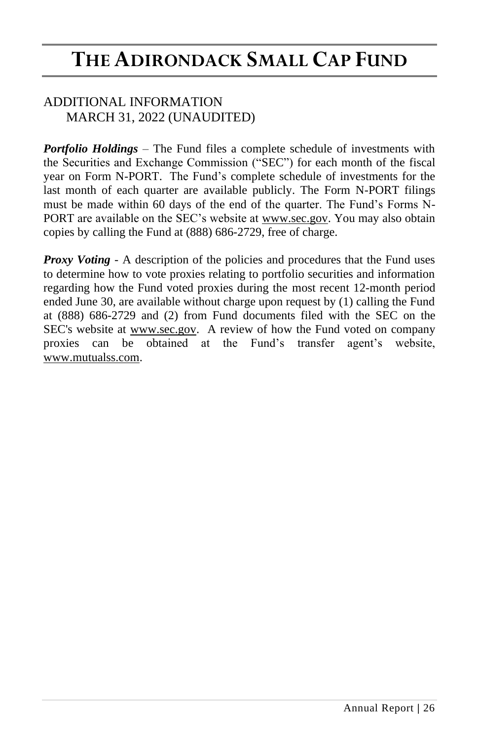# THE ADIRONDACK SMALL CAP FUND

ADDITIONAL INFORMATION
MARCH 31, 2022 (UNAUDITED)

***Portfolio Holdings*** – The Fund files a complete schedule of investments with the Securities and Exchange Commission ("SEC") for each month of the fiscal year on Form N-PORT. The Fund's complete schedule of investments for the last month of each quarter are available publicly. The Form N-PORT filings must be made within 60 days of the end of the quarter. The Fund's Forms N-PORT are available on the SEC's website at www.sec.gov. You may also obtain copies by calling the Fund at (888) 686-2729, free of charge.

***Proxy Voting*** - A description of the policies and procedures that the Fund uses to determine how to vote proxies relating to portfolio securities and information regarding how the Fund voted proxies during the most recent 12-month period ended June 30, are available without charge upon request by (1) calling the Fund at (888) 686-2729 and (2) from Fund documents filed with the SEC on the SEC's website at www.sec.gov. A review of how the Fund voted on company proxies can be obtained at the Fund's transfer agent's website, www.mutualss.com.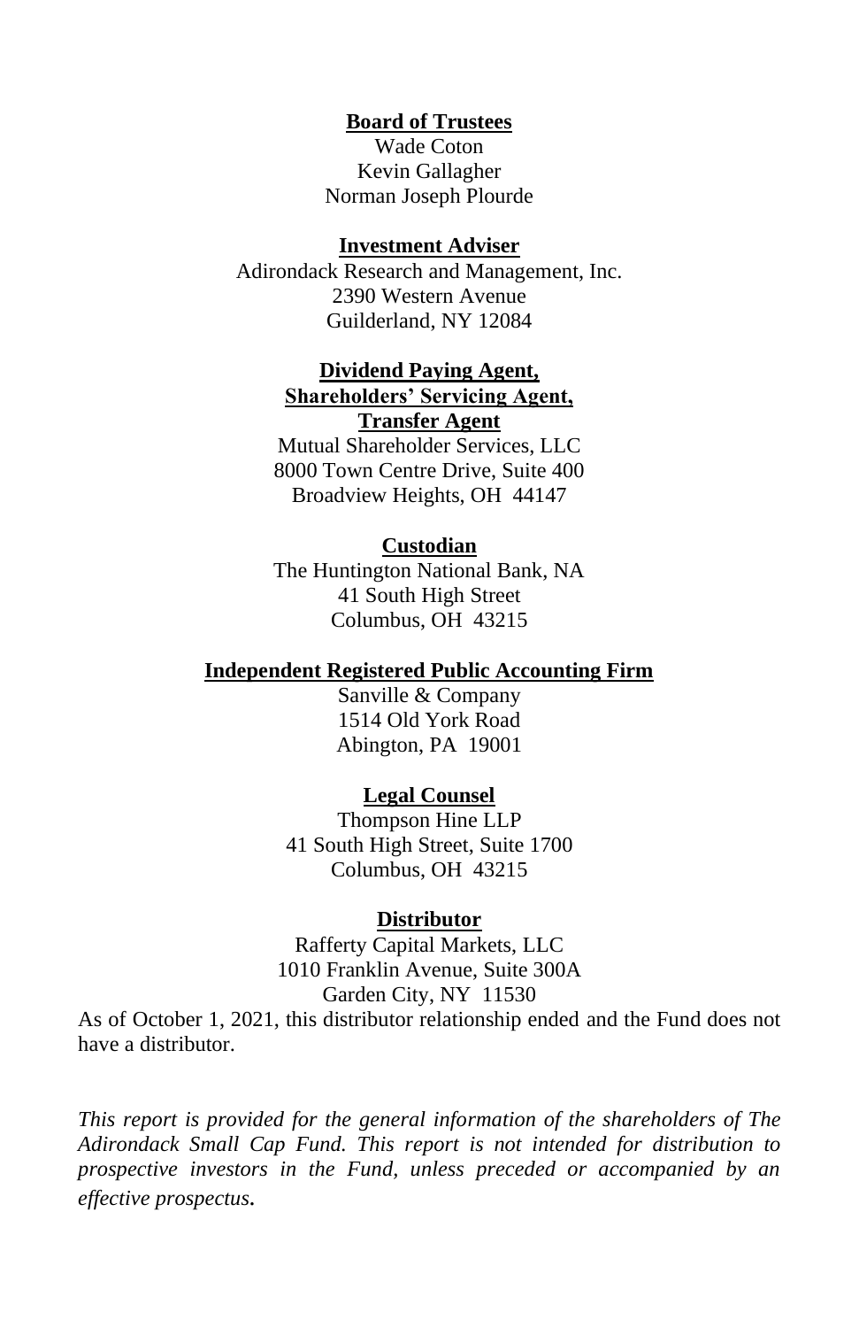**Board of Trustees**

Wade Coton
Kevin Gallagher
Norman Joseph Plourde

**Investment Adviser**

Adirondack Research and Management, Inc.
2390 Western Avenue
Guilderland, NY 12084

**Dividend Paying Agent,**
**Shareholders' Servicing Agent,**
**Transfer Agent**

Mutual Shareholder Services, LLC
8000 Town Centre Drive, Suite 400
Broadview Heights, OH 44147

**Custodian**

The Huntington National Bank, NA
41 South High Street
Columbus, OH 43215

**Independent Registered Public Accounting Firm**

Sanville & Company
1514 Old York Road
Abington, PA 19001

**Legal Counsel**

Thompson Hine LLP
41 South High Street, Suite 1700
Columbus, OH 43215

**Distributor**

Rafferty Capital Markets, LLC
1010 Franklin Avenue, Suite 300A
Garden City, NY 11530

As of October 1, 2021, this distributor relationship ended and the Fund does not have a distributor.

*This report is provided for the general information of the shareholders of The Adirondack Small Cap Fund. This report is not intended for distribution to prospective investors in the Fund, unless preceded or accompanied by an effective prospectus.*